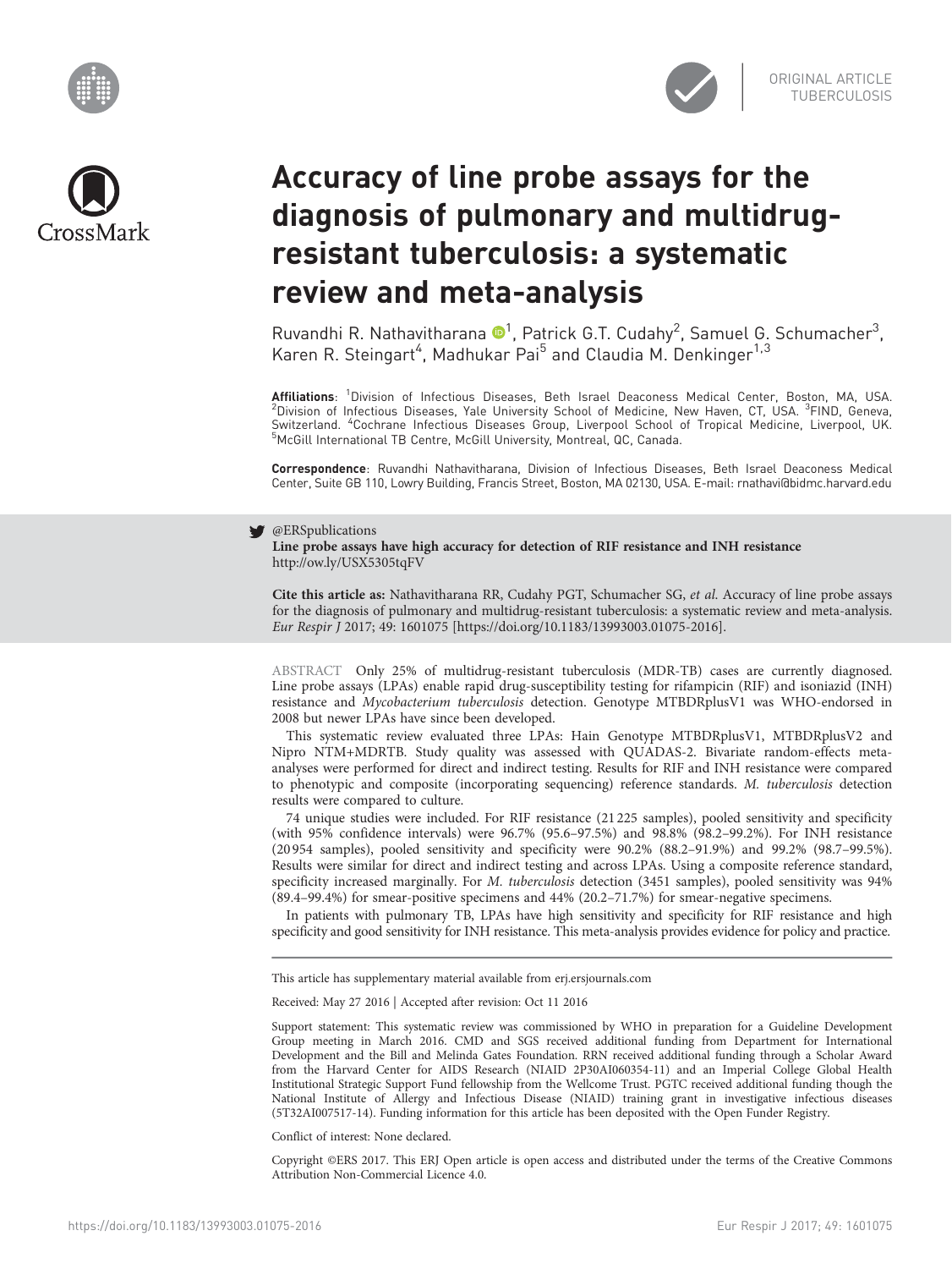ORIGINAL ARTICLE
TUBERCULOSIS

# Accuracy of line probe assays for the diagnosis of pulmonary and multidrug-resistant tuberculosis: a systematic review and meta-analysis

Ruvandhi R. Nathavitharana[1], Patrick G.T. Cudahy[2], Samuel G. Schumacher[3], Karen R. Steingart[4], Madhukar Pai[5] and Claudia M. Denkinger[1,3]

**Affiliations**: [1]Division of Infectious Diseases, Beth Israel Deaconess Medical Center, Boston, MA, USA. [2]Division of Infectious Diseases, Yale University School of Medicine, New Haven, CT, USA. [3]FIND, Geneva, Switzerland. [4]Cochrane Infectious Diseases Group, Liverpool School of Tropical Medicine, Liverpool, UK. [5]McGill International TB Centre, McGill University, Montreal, QC, Canada.

**Correspondence**: Ruvandhi Nathavitharana, Division of Infectious Diseases, Beth Israel Deaconess Medical Center, Suite GB 110, Lowry Building, Francis Street, Boston, MA 02130, USA. E-mail: rnathavi@bidmc.harvard.edu

@ERSpublications
**Line probe assays have high accuracy for detection of RIF resistance and INH resistance**
http://ow.ly/USX5305tqFV

**Cite this article as:** Nathavitharana RR, Cudahy PGT, Schumacher SG, *et al.* Accuracy of line probe assays for the diagnosis of pulmonary and multidrug-resistant tuberculosis: a systematic review and meta-analysis. *Eur Respir J* 2017; 49: 1601075 [https://doi.org/10.1183/13993003.01075-2016].

ABSTRACT Only 25% of multidrug-resistant tuberculosis (MDR-TB) cases are currently diagnosed. Line probe assays (LPAs) enable rapid drug-susceptibility testing for rifampicin (RIF) and isoniazid (INH) resistance and *Mycobacterium tuberculosis* detection. Genotype MTBDRplusV1 was WHO-endorsed in 2008 but newer LPAs have since been developed.

This systematic review evaluated three LPAs: Hain Genotype MTBDRplusV1, MTBDRplusV2 and Nipro NTM+MDRTB. Study quality was assessed with QUADAS-2. Bivariate random-effects meta-analyses were performed for direct and indirect testing. Results for RIF and INH resistance were compared to phenotypic and composite (incorporating sequencing) reference standards. *M. tuberculosis* detection results were compared to culture.

74 unique studies were included. For RIF resistance (21 225 samples), pooled sensitivity and specificity (with 95% confidence intervals) were 96.7% (95.6–97.5%) and 98.8% (98.2–99.2%). For INH resistance (20 954 samples), pooled sensitivity and specificity were 90.2% (88.2–91.9%) and 99.2% (98.7–99.5%). Results were similar for direct and indirect testing and across LPAs. Using a composite reference standard, specificity increased marginally. For *M. tuberculosis* detection (3451 samples), pooled sensitivity was 94% (89.4–99.4%) for smear-positive specimens and 44% (20.2–71.7%) for smear-negative specimens.

In patients with pulmonary TB, LPAs have high sensitivity and specificity for RIF resistance and high specificity and good sensitivity for INH resistance. This meta-analysis provides evidence for policy and practice.

This article has supplementary material available from erj.ersjournals.com

Received: May 27 2016 | Accepted after revision: Oct 11 2016

Support statement: This systematic review was commissioned by WHO in preparation for a Guideline Development Group meeting in March 2016. CMD and SGS received additional funding from Department for International Development and the Bill and Melinda Gates Foundation. RRN received additional funding through a Scholar Award from the Harvard Center for AIDS Research (NIAID 2P30AI060354-11) and an Imperial College Global Health Institutional Strategic Support Fund fellowship from the Wellcome Trust. PGTC received additional funding though the National Institute of Allergy and Infectious Disease (NIAID) training grant in investigative infectious diseases (5T32AI007517-14). Funding information for this article has been deposited with the Open Funder Registry.

Conflict of interest: None declared.

Copyright ©ERS 2017. This ERJ Open article is open access and distributed under the terms of the Creative Commons Attribution Non-Commercial Licence 4.0.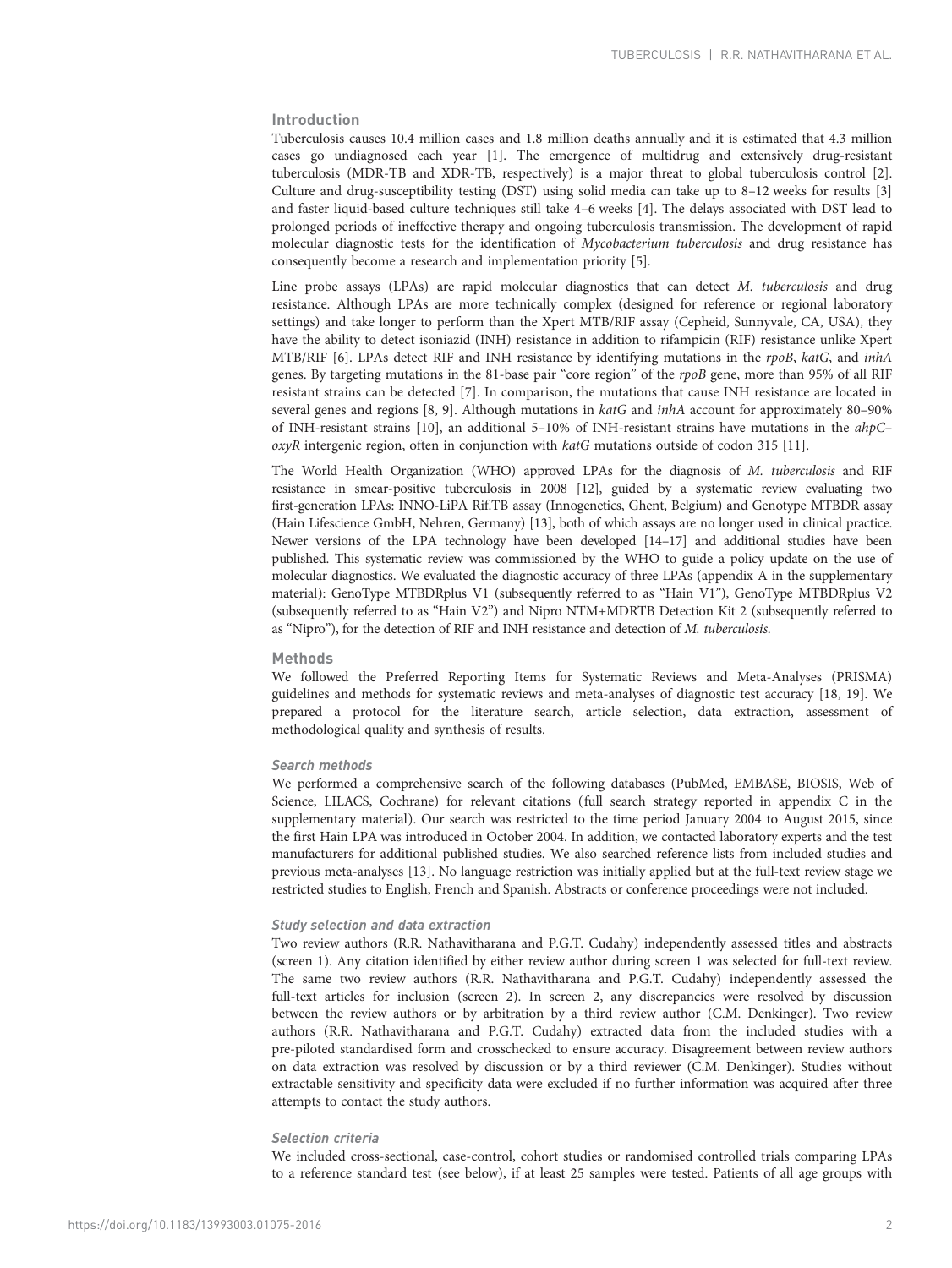## Introduction

Tuberculosis causes 10.4 million cases and 1.8 million deaths annually and it is estimated that 4.3 million cases go undiagnosed each year [1]. The emergence of multidrug and extensively drug-resistant tuberculosis (MDR-TB and XDR-TB, respectively) is a major threat to global tuberculosis control [2]. Culture and drug-susceptibility testing (DST) using solid media can take up to 8–12 weeks for results [3] and faster liquid-based culture techniques still take 4–6 weeks [4]. The delays associated with DST lead to prolonged periods of ineffective therapy and ongoing tuberculosis transmission. The development of rapid molecular diagnostic tests for the identification of *Mycobacterium tuberculosis* and drug resistance has consequently become a research and implementation priority [5].

Line probe assays (LPAs) are rapid molecular diagnostics that can detect *M. tuberculosis* and drug resistance. Although LPAs are more technically complex (designed for reference or regional laboratory settings) and take longer to perform than the Xpert MTB/RIF assay (Cepheid, Sunnyvale, CA, USA), they have the ability to detect isoniazid (INH) resistance in addition to rifampicin (RIF) resistance unlike Xpert MTB/RIF [6]. LPAs detect RIF and INH resistance by identifying mutations in the *rpoB*, *katG*, and *inhA* genes. By targeting mutations in the 81-base pair "core region" of the *rpoB* gene, more than 95% of all RIF resistant strains can be detected [7]. In comparison, the mutations that cause INH resistance are located in several genes and regions [8, 9]. Although mutations in *katG* and *inhA* account for approximately 80–90% of INH-resistant strains [10], an additional 5–10% of INH-resistant strains have mutations in the *ahpC–oxyR* intergenic region, often in conjunction with *katG* mutations outside of codon 315 [11].

The World Health Organization (WHO) approved LPAs for the diagnosis of *M. tuberculosis* and RIF resistance in smear-positive tuberculosis in 2008 [12], guided by a systematic review evaluating two first-generation LPAs: INNO-LiPA Rif.TB assay (Innogenetics, Ghent, Belgium) and Genotype MTBDR assay (Hain Lifescience GmbH, Nehren, Germany) [13], both of which assays are no longer used in clinical practice. Newer versions of the LPA technology have been developed [14–17] and additional studies have been published. This systematic review was commissioned by the WHO to guide a policy update on the use of molecular diagnostics. We evaluated the diagnostic accuracy of three LPAs (appendix A in the supplementary material): GenoType MTBDRplus V1 (subsequently referred to as "Hain V1"), GenoType MTBDRplus V2 (subsequently referred to as "Hain V2") and Nipro NTM+MDRTB Detection Kit 2 (subsequently referred to as "Nipro"), for the detection of RIF and INH resistance and detection of *M. tuberculosis*.

## Methods

We followed the Preferred Reporting Items for Systematic Reviews and Meta-Analyses (PRISMA) guidelines and methods for systematic reviews and meta-analyses of diagnostic test accuracy [18, 19]. We prepared a protocol for the literature search, article selection, data extraction, assessment of methodological quality and synthesis of results.

### Search methods

We performed a comprehensive search of the following databases (PubMed, EMBASE, BIOSIS, Web of Science, LILACS, Cochrane) for relevant citations (full search strategy reported in appendix C in the supplementary material). Our search was restricted to the time period January 2004 to August 2015, since the first Hain LPA was introduced in October 2004. In addition, we contacted laboratory experts and the test manufacturers for additional published studies. We also searched reference lists from included studies and previous meta-analyses [13]. No language restriction was initially applied but at the full-text review stage we restricted studies to English, French and Spanish. Abstracts or conference proceedings were not included.

### Study selection and data extraction

Two review authors (R.R. Nathavitharana and P.G.T. Cudahy) independently assessed titles and abstracts (screen 1). Any citation identified by either review author during screen 1 was selected for full-text review. The same two review authors (R.R. Nathavitharana and P.G.T. Cudahy) independently assessed the full-text articles for inclusion (screen 2). In screen 2, any discrepancies were resolved by discussion between the review authors or by arbitration by a third review author (C.M. Denkinger). Two review authors (R.R. Nathavitharana and P.G.T. Cudahy) extracted data from the included studies with a pre-piloted standardised form and crosschecked to ensure accuracy. Disagreement between review authors on data extraction was resolved by discussion or by a third reviewer (C.M. Denkinger). Studies without extractable sensitivity and specificity data were excluded if no further information was acquired after three attempts to contact the study authors.

### Selection criteria

We included cross-sectional, case-control, cohort studies or randomised controlled trials comparing LPAs to a reference standard test (see below), if at least 25 samples were tested. Patients of all age groups with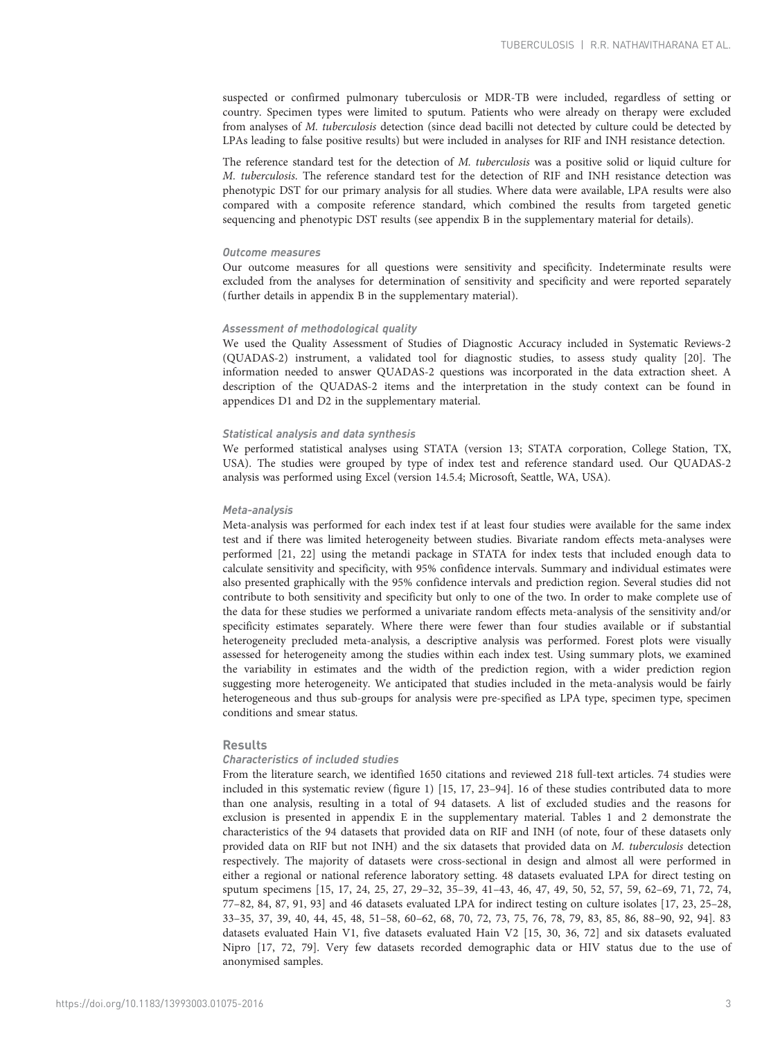suspected or confirmed pulmonary tuberculosis or MDR-TB were included, regardless of setting or country. Specimen types were limited to sputum. Patients who were already on therapy were excluded from analyses of *M. tuberculosis* detection (since dead bacilli not detected by culture could be detected by LPAs leading to false positive results) but were included in analyses for RIF and INH resistance detection.

The reference standard test for the detection of *M. tuberculosis* was a positive solid or liquid culture for *M. tuberculosis*. The reference standard test for the detection of RIF and INH resistance detection was phenotypic DST for our primary analysis for all studies. Where data were available, LPA results were also compared with a composite reference standard, which combined the results from targeted genetic sequencing and phenotypic DST results (see appendix B in the supplementary material for details).

### Outcome measures

Our outcome measures for all questions were sensitivity and specificity. Indeterminate results were excluded from the analyses for determination of sensitivity and specificity and were reported separately (further details in appendix B in the supplementary material).

### Assessment of methodological quality

We used the Quality Assessment of Studies of Diagnostic Accuracy included in Systematic Reviews-2 (QUADAS-2) instrument, a validated tool for diagnostic studies, to assess study quality [20]. The information needed to answer QUADAS-2 questions was incorporated in the data extraction sheet. A description of the QUADAS-2 items and the interpretation in the study context can be found in appendices D1 and D2 in the supplementary material.

### Statistical analysis and data synthesis

We performed statistical analyses using STATA (version 13; STATA corporation, College Station, TX, USA). The studies were grouped by type of index test and reference standard used. Our QUADAS-2 analysis was performed using Excel (version 14.5.4; Microsoft, Seattle, WA, USA).

### Meta-analysis

Meta-analysis was performed for each index test if at least four studies were available for the same index test and if there was limited heterogeneity between studies. Bivariate random effects meta-analyses were performed [21, 22] using the metandi package in STATA for index tests that included enough data to calculate sensitivity and specificity, with 95% confidence intervals. Summary and individual estimates were also presented graphically with the 95% confidence intervals and prediction region. Several studies did not contribute to both sensitivity and specificity but only to one of the two. In order to make complete use of the data for these studies we performed a univariate random effects meta-analysis of the sensitivity and/or specificity estimates separately. Where there were fewer than four studies available or if substantial heterogeneity precluded meta-analysis, a descriptive analysis was performed. Forest plots were visually assessed for heterogeneity among the studies within each index test. Using summary plots, we examined the variability in estimates and the width of the prediction region, with a wider prediction region suggesting more heterogeneity. We anticipated that studies included in the meta-analysis would be fairly heterogeneous and thus sub-groups for analysis were pre-specified as LPA type, specimen type, specimen conditions and smear status.

## Results

### Characteristics of included studies

From the literature search, we identified 1650 citations and reviewed 218 full-text articles. 74 studies were included in this systematic review (figure 1) [15, 17, 23–94]. 16 of these studies contributed data to more than one analysis, resulting in a total of 94 datasets. A list of excluded studies and the reasons for exclusion is presented in appendix E in the supplementary material. Tables 1 and 2 demonstrate the characteristics of the 94 datasets that provided data on RIF and INH (of note, four of these datasets only provided data on RIF but not INH) and the six datasets that provided data on *M. tuberculosis* detection respectively. The majority of datasets were cross-sectional in design and almost all were performed in either a regional or national reference laboratory setting. 48 datasets evaluated LPA for direct testing on sputum specimens [15, 17, 24, 25, 27, 29–32, 35–39, 41–43, 46, 47, 49, 50, 52, 57, 59, 62–69, 71, 72, 74, 77–82, 84, 87, 91, 93] and 46 datasets evaluated LPA for indirect testing on culture isolates [17, 23, 25–28, 33–35, 37, 39, 40, 44, 45, 48, 51–58, 60–62, 68, 70, 72, 73, 75, 76, 78, 79, 83, 85, 86, 88–90, 92, 94]. 83 datasets evaluated Hain V1, five datasets evaluated Hain V2 [15, 30, 36, 72] and six datasets evaluated Nipro [17, 72, 79]. Very few datasets recorded demographic data or HIV status due to the use of anonymised samples.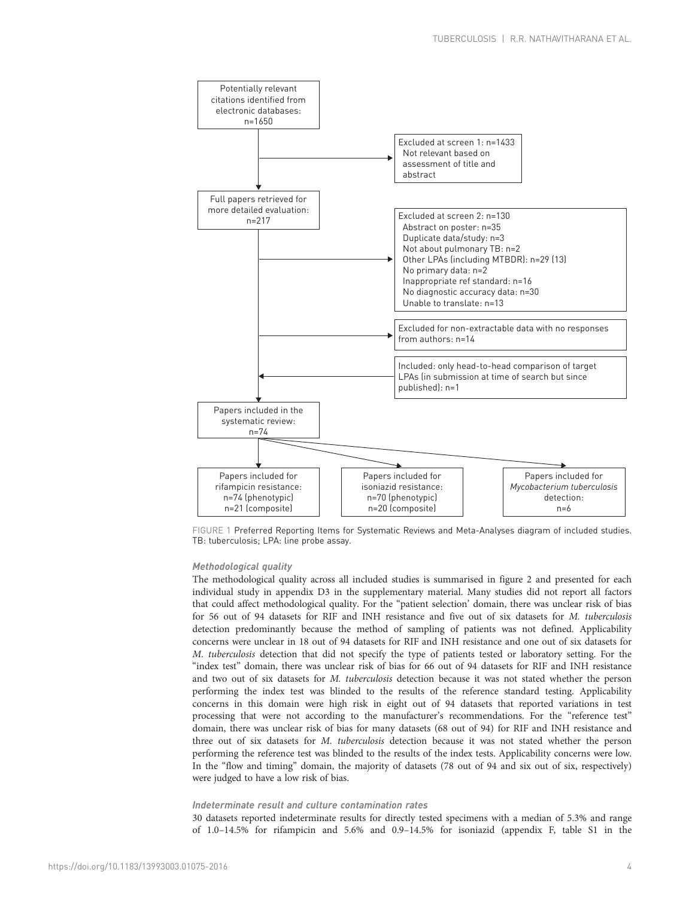Potentially relevant citations identified from electronic databases: n=1650

Excluded at screen 1: n=1433
Not relevant based on assessment of title and abstract

Full papers retrieved for more detailed evaluation: n=217

Excluded at screen 2: n=130
- Abstract on poster: n=35
- Duplicate data/study: n=3
- Not about pulmonary TB: n=2
- Other LPAs (including MTBDR): n=29 (13)
- No primary data: n=2
- Inappropriate ref standard: n=16
- No diagnostic accuracy data: n=30
- Unable to translate: n=13

Excluded for non-extractable data with no responses from authors: n=14

Included: only head-to-head comparison of target LPAs (in submission at time of search but since published): n=1

Papers included in the systematic review: n=74

Papers included for rifampicin resistance: n=74 (phenotypic) n=21 (composite)

Papers included for isoniazid resistance: n=70 (phenotypic) n=20 (composite)

Papers included for *Mycobacterium tuberculosis* detection: n=6

FIGURE 1 Preferred Reporting Items for Systematic Reviews and Meta-Analyses diagram of included studies. TB: tuberculosis; LPA: line probe assay.

### *Methodological quality*

The methodological quality across all included studies is summarised in figure 2 and presented for each individual study in appendix D3 in the supplementary material. Many studies did not report all factors that could affect methodological quality. For the "patient selection' domain, there was unclear risk of bias for 56 out of 94 datasets for RIF and INH resistance and five out of six datasets for *M. tuberculosis* detection predominantly because the method of sampling of patients was not defined. Applicability concerns were unclear in 18 out of 94 datasets for RIF and INH resistance and one out of six datasets for *M. tuberculosis* detection that did not specify the type of patients tested or laboratory setting. For the "index test" domain, there was unclear risk of bias for 66 out of 94 datasets for RIF and INH resistance and two out of six datasets for *M. tuberculosis* detection because it was not stated whether the person performing the index test was blinded to the results of the reference standard testing. Applicability concerns in this domain were high risk in eight out of 94 datasets that reported variations in test processing that were not according to the manufacturer's recommendations. For the "reference test" domain, there was unclear risk of bias for many datasets (68 out of 94) for RIF and INH resistance and three out of six datasets for *M. tuberculosis* detection because it was not stated whether the person performing the reference test was blinded to the results of the index tests. Applicability concerns were low. In the "flow and timing" domain, the majority of datasets (78 out of 94 and six out of six, respectively) were judged to have a low risk of bias.

### *Indeterminate result and culture contamination rates*

30 datasets reported indeterminate results for directly tested specimens with a median of 5.3% and range of 1.0–14.5% for rifampicin and 5.6% and 0.9–14.5% for isoniazid (appendix F, table S1 in the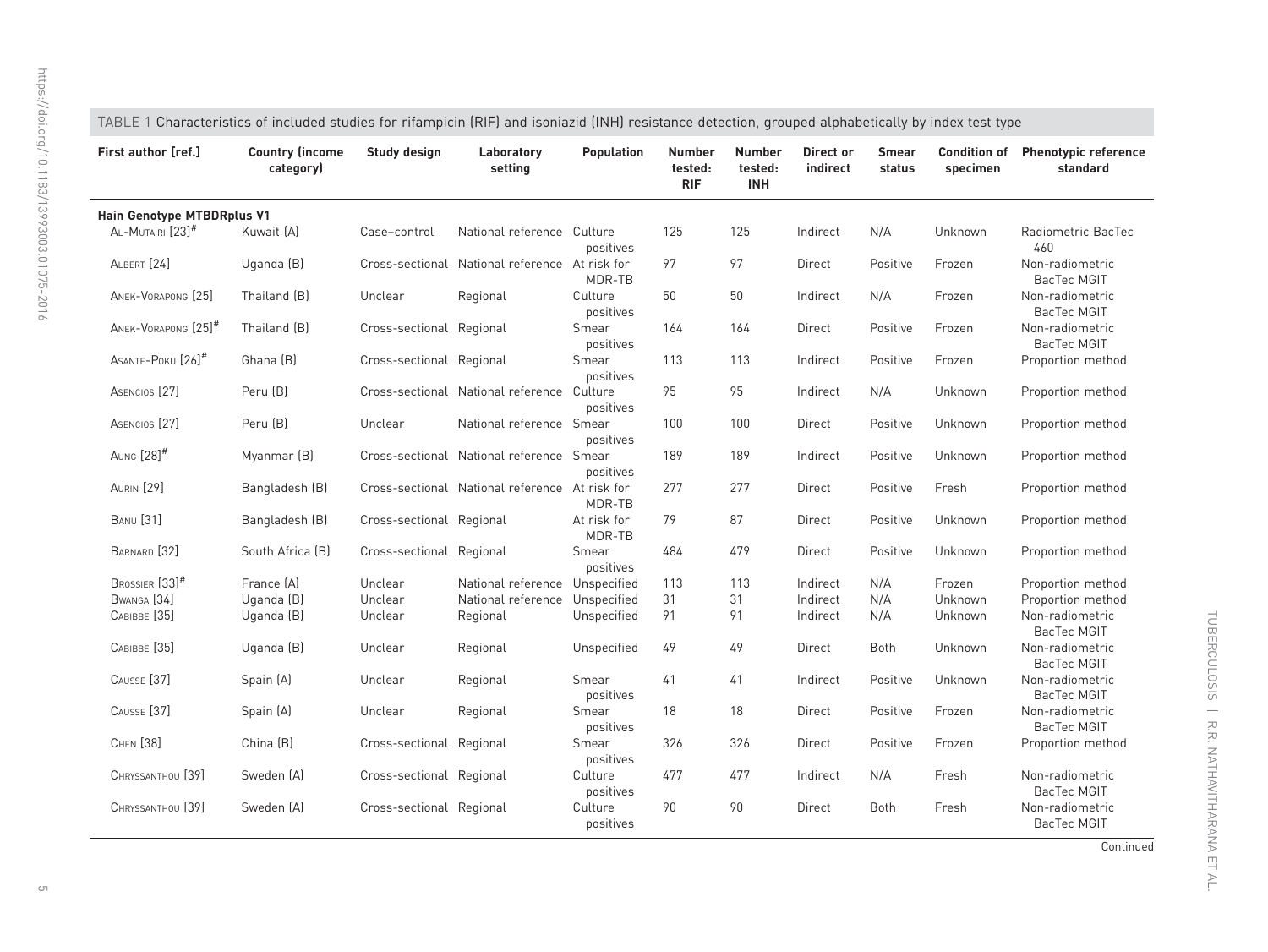TABLE 1 Characteristics of included studies for rifampicin (RIF) and isoniazid (INH) resistance detection, grouped alphabetically by index test type

| First author [ref.] | Country (income category) | Study design | Laboratory setting | Population | Number tested: RIF | Number tested: INH | Direct or indirect | Smear status | Condition of specimen | Phenotypic reference standard |
|---|---|---|---|---|---|---|---|---|---|---|
| **Hain Genotype MTBDRplus V1** | | | | | | | | | | |
| Al-Mutairi [23][#] | Kuwait (A) | Case–control | National reference | Culture positives | 125 | 125 | Indirect | N/A | Unknown | Radiometric BacTec 460 |
| Albert [24] | Uganda (B) | Cross-sectional | National reference | At risk for MDR-TB | 97 | 97 | Direct | Positive | Frozen | Non-radiometric BacTec MGIT |
| Anek-Vorapong [25] | Thailand (B) | Unclear | Regional | Culture positives | 50 | 50 | Indirect | N/A | Frozen | Non-radiometric BacTec MGIT |
| Anek-Vorapong [25][#] | Thailand (B) | Cross-sectional | Regional | Smear positives | 164 | 164 | Direct | Positive | Frozen | Non-radiometric BacTec MGIT |
| Asante-Poku [26][#] | Ghana (B) | Cross-sectional | Regional | Smear positives | 113 | 113 | Indirect | Positive | Frozen | Proportion method |
| Asencios [27] | Peru (B) | Cross-sectional | National reference | Culture positives | 95 | 95 | Indirect | N/A | Unknown | Proportion method |
| Asencios [27] | Peru (B) | Unclear | National reference | Smear positives | 100 | 100 | Direct | Positive | Unknown | Proportion method |
| Aung [28][#] | Myanmar (B) | Cross-sectional | National reference | Smear positives | 189 | 189 | Indirect | Positive | Unknown | Proportion method |
| Aurin [29] | Bangladesh (B) | Cross-sectional | National reference | At risk for MDR-TB | 277 | 277 | Direct | Positive | Fresh | Proportion method |
| Banu [31] | Bangladesh (B) | Cross-sectional | Regional | At risk for MDR-TB | 79 | 87 | Direct | Positive | Unknown | Proportion method |
| Barnard [32] | South Africa (B) | Cross-sectional | Regional | Smear positives | 484 | 479 | Direct | Positive | Unknown | Proportion method |
| Brossier [33][#] | France (A) | Unclear | National reference | Unspecified | 113 | 113 | Indirect | N/A | Frozen | Proportion method |
| Bwanga [34] | Uganda (B) | Unclear | National reference | Unspecified | 31 | 31 | Indirect | N/A | Unknown | Proportion method |
| Cabibbe [35] | Uganda (B) | Unclear | Regional | Unspecified | 91 | 91 | Indirect | N/A | Unknown | Non-radiometric BacTec MGIT |
| Cabibbe [35] | Uganda (B) | Unclear | Regional | Unspecified | 49 | 49 | Direct | Both | Unknown | Non-radiometric BacTec MGIT |
| Causse [37] | Spain (A) | Unclear | Regional | Smear positives | 41 | 41 | Indirect | Positive | Unknown | Non-radiometric BacTec MGIT |
| Causse [37] | Spain (A) | Unclear | Regional | Smear positives | 18 | 18 | Direct | Positive | Frozen | Non-radiometric BacTec MGIT |
| Chen [38] | China (B) | Cross-sectional | Regional | Smear positives | 326 | 326 | Direct | Positive | Frozen | Proportion method |
| Chryssanthou [39] | Sweden (A) | Cross-sectional | Regional | Culture positives | 477 | 477 | Indirect | N/A | Fresh | Non-radiometric BacTec MGIT |
| Chryssanthou [39] | Sweden (A) | Cross-sectional | Regional | Culture positives | 90 | 90 | Direct | Both | Fresh | Non-radiometric BacTec MGIT |

Continued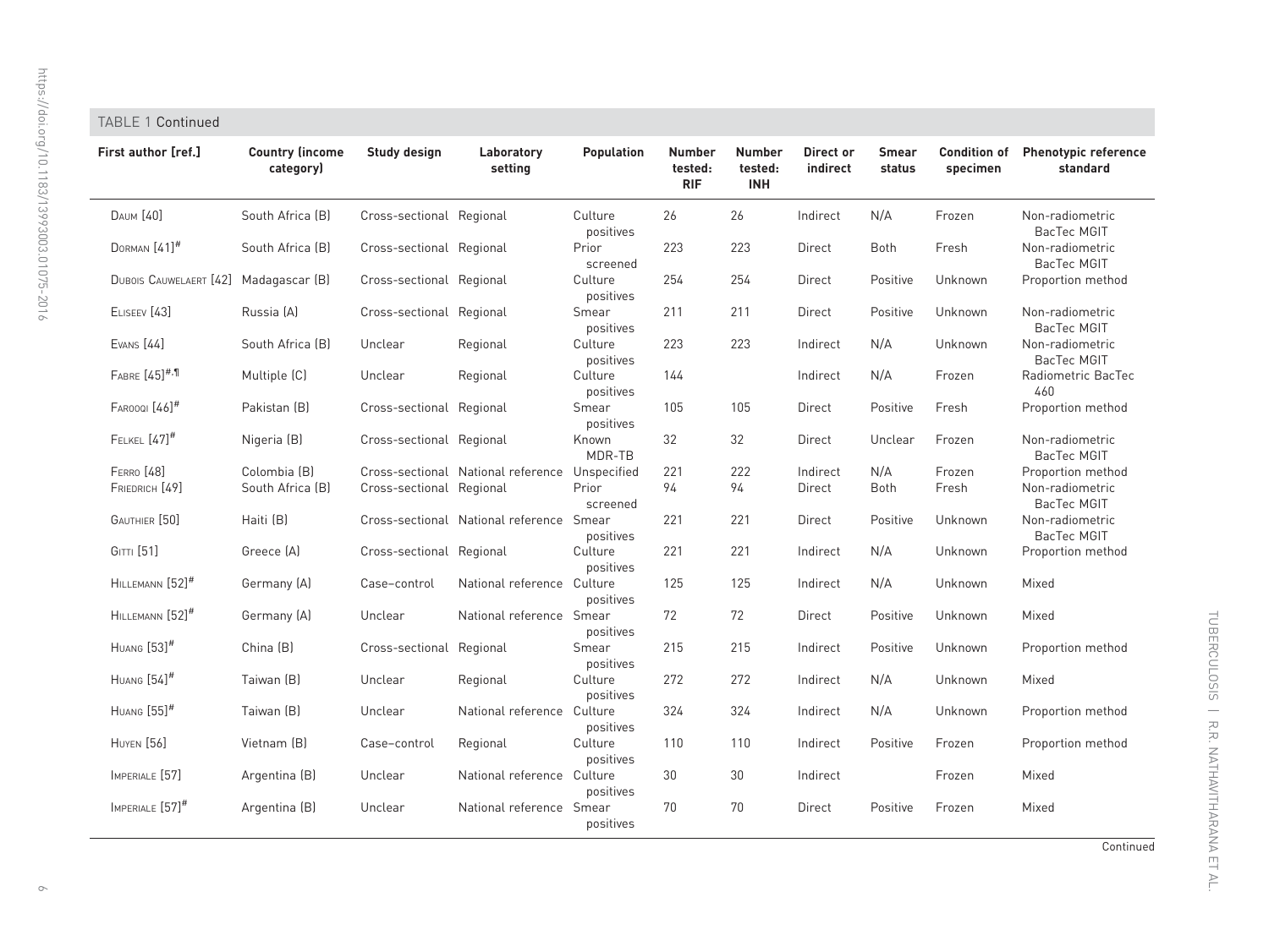TABLE 1 Continued

| First author [ref.] | Country (income category) | Study design | Laboratory setting | Population | Number tested: RIF | Number tested: INH | Direct or indirect | Smear status | Condition of specimen | Phenotypic reference standard |
|---|---|---|---|---|---|---|---|---|---|---|
| Daum [40] | South Africa (B) | Cross-sectional | Regional | Culture positives | 26 | 26 | Indirect | N/A | Frozen | Non-radiometric BacTec MGIT |
| Dorman [41][#] | South Africa (B) | Cross-sectional | Regional | Prior screened | 223 | 223 | Direct | Both | Fresh | Non-radiometric BacTec MGIT |
| Dubois Cauwelaert [42] | Madagascar (B) | Cross-sectional | Regional | Culture positives | 254 | 254 | Direct | Positive | Unknown | Proportion method |
| Eliseev [43] | Russia (A) | Cross-sectional | Regional | Smear positives | 211 | 211 | Direct | Positive | Unknown | Non-radiometric BacTec MGIT |
| Evans [44] | South Africa (B) | Unclear | Regional | Culture positives | 223 | 223 | Indirect | N/A | Unknown | Non-radiometric BacTec MGIT |
| Fabre [45][#,¶] | Multiple (C) | Unclear | Regional | Culture positives | 144 | | Indirect | N/A | Frozen | Radiometric BacTec 460 |
| Farooqi [46][#] | Pakistan (B) | Cross-sectional | Regional | Smear positives | 105 | 105 | Direct | Positive | Fresh | Proportion method |
| Felkel [47][#] | Nigeria (B) | Cross-sectional | Regional | Known MDR-TB | 32 | 32 | Direct | Unclear | Frozen | Non-radiometric BacTec MGIT |
| Ferro [48] | Colombia (B) | Cross-sectional | National reference | Unspecified | 221 | 222 | Indirect | N/A | Frozen | Proportion method |
| Friedrich [49] | South Africa (B) | Cross-sectional | Regional | Prior screened | 94 | 94 | Direct | Both | Fresh | Non-radiometric BacTec MGIT |
| Gauthier [50] | Haiti (B) | Cross-sectional | National reference | Smear positives | 221 | 221 | Direct | Positive | Unknown | Non-radiometric BacTec MGIT |
| Gitti [51] | Greece (A) | Cross-sectional | Regional | Culture positives | 221 | 221 | Indirect | N/A | Unknown | Proportion method |
| Hillemann [52][#] | Germany (A) | Case–control | National reference | Culture positives | 125 | 125 | Indirect | N/A | Unknown | Mixed |
| Hillemann [52][#] | Germany (A) | Unclear | National reference | Smear positives | 72 | 72 | Direct | Positive | Unknown | Mixed |
| Huang [53][#] | China (B) | Cross-sectional | Regional | Smear positives | 215 | 215 | Indirect | Positive | Unknown | Proportion method |
| Huang [54][#] | Taiwan (B) | Unclear | Regional | Culture positives | 272 | 272 | Indirect | N/A | Unknown | Mixed |
| Huang [55][#] | Taiwan (B) | Unclear | National reference | Culture positives | 324 | 324 | Indirect | N/A | Unknown | Proportion method |
| Huyen [56] | Vietnam (B) | Case–control | Regional | Culture positives | 110 | 110 | Indirect | Positive | Frozen | Proportion method |
| Imperiale [57] | Argentina (B) | Unclear | National reference | Culture positives | 30 | 30 | Indirect | | Frozen | Mixed |
| Imperiale [57][#] | Argentina (B) | Unclear | National reference | Smear positives | 70 | 70 | Direct | Positive | Frozen | Mixed |

Continued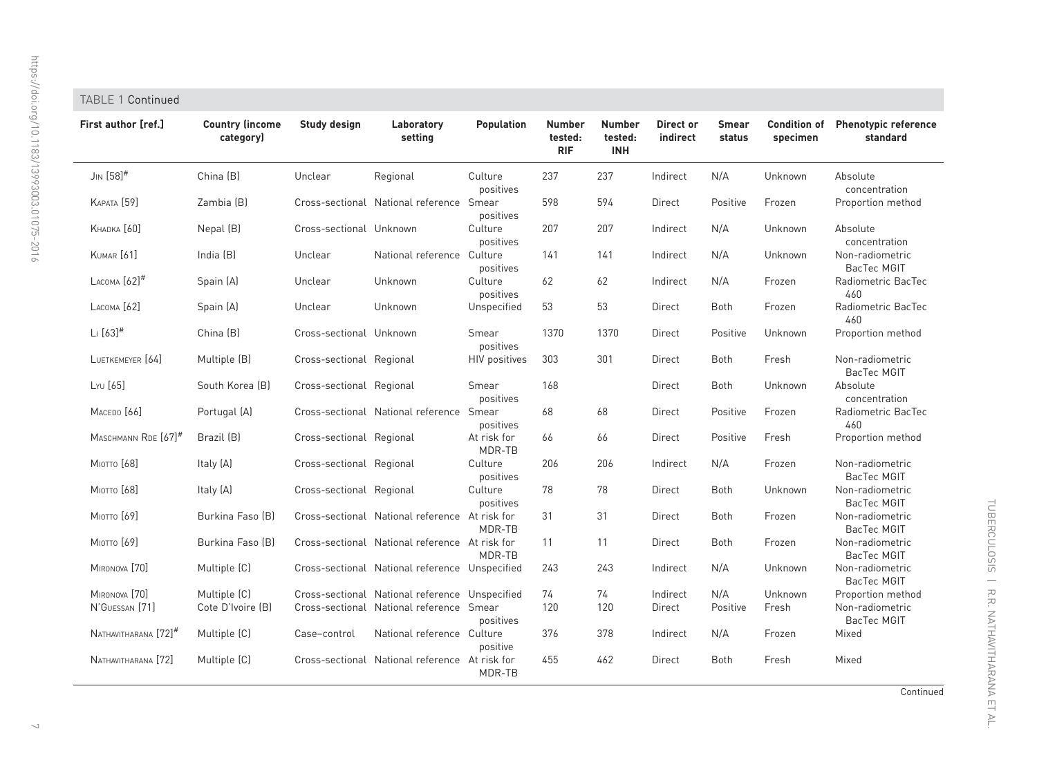TABLE 1 Continued

| First author [ref.] | Country (income category) | Study design | Laboratory setting | Population | Number tested: RIF | Number tested: INH | Direct or indirect | Smear status | Condition of specimen | Phenotypic reference standard |
|---|---|---|---|---|---|---|---|---|---|---|
| Jin [58]# | China (B) | Unclear | Regional | Culture positives | 237 | 237 | Indirect | N/A | Unknown | Absolute concentration |
| Kapata [59] | Zambia (B) | Cross-sectional | National reference | Smear positives | 598 | 594 | Direct | Positive | Frozen | Proportion method |
| Khadka [60] | Nepal (B) | Cross-sectional | Unknown | Culture positives | 207 | 207 | Indirect | N/A | Unknown | Absolute concentration |
| Kumar [61] | India (B) | Unclear | National reference | Culture positives | 141 | 141 | Indirect | N/A | Unknown | Non-radiometric BacTec MGIT |
| Lacoma [62]# | Spain (A) | Unclear | Unknown | Culture positives | 62 | 62 | Indirect | N/A | Frozen | Radiometric BacTec 460 |
| Lacoma [62] | Spain (A) | Unclear | Unknown | Unspecified | 53 | 53 | Direct | Both | Frozen | Radiometric BacTec 460 |
| Li [63]# | China (B) | Cross-sectional | Unknown | Smear positives | 1370 | 1370 | Direct | Positive | Unknown | Proportion method |
| Luetkemeyer [64] | Multiple (B) | Cross-sectional | Regional | HIV positives | 303 | 301 | Direct | Both | Fresh | Non-radiometric BacTec MGIT |
| Lyu [65] | South Korea (B) | Cross-sectional | Regional | Smear positives | 168 | | Direct | Both | Unknown | Absolute concentration |
| Macedo [66] | Portugal (A) | Cross-sectional | National reference | Smear positives | 68 | 68 | Direct | Positive | Frozen | Radiometric BacTec 460 |
| Maschmann Rde [67]# | Brazil (B) | Cross-sectional | Regional | At risk for MDR-TB | 66 | 66 | Direct | Positive | Fresh | Proportion method |
| Miotto [68] | Italy (A) | Cross-sectional | Regional | Culture positives | 206 | 206 | Indirect | N/A | Frozen | Non-radiometric BacTec MGIT |
| Miotto [68] | Italy (A) | Cross-sectional | Regional | Culture positives | 78 | 78 | Direct | Both | Unknown | Non-radiometric BacTec MGIT |
| Miotto [69] | Burkina Faso (B) | Cross-sectional | National reference | At risk for MDR-TB | 31 | 31 | Direct | Both | Frozen | Non-radiometric BacTec MGIT |
| Miotto [69] | Burkina Faso (B) | Cross-sectional | National reference | At risk for MDR-TB | 11 | 11 | Direct | Both | Frozen | Non-radiometric BacTec MGIT |
| Mironova [70] | Multiple (C) | Cross-sectional | National reference | Unspecified | 243 | 243 | Indirect | N/A | Unknown | Non-radiometric BacTec MGIT |
| Mironova [70] | Multiple (C) | Cross-sectional | National reference | Unspecified | 74 | 74 | Indirect | N/A | Unknown | Proportion method |
| N'Guessan [71] | Cote D'Ivoire (B) | Cross-sectional | National reference | Smear positives | 120 | 120 | Direct | Positive | Fresh | Non-radiometric BacTec MGIT |
| Nathavitharana [72]# | Multiple (C) | Case–control | National reference | Culture positive | 376 | 378 | Indirect | N/A | Frozen | Mixed |
| Nathavitharana [72] | Multiple (C) | Cross-sectional | National reference | At risk for MDR-TB | 455 | 462 | Direct | Both | Fresh | Mixed |

Continued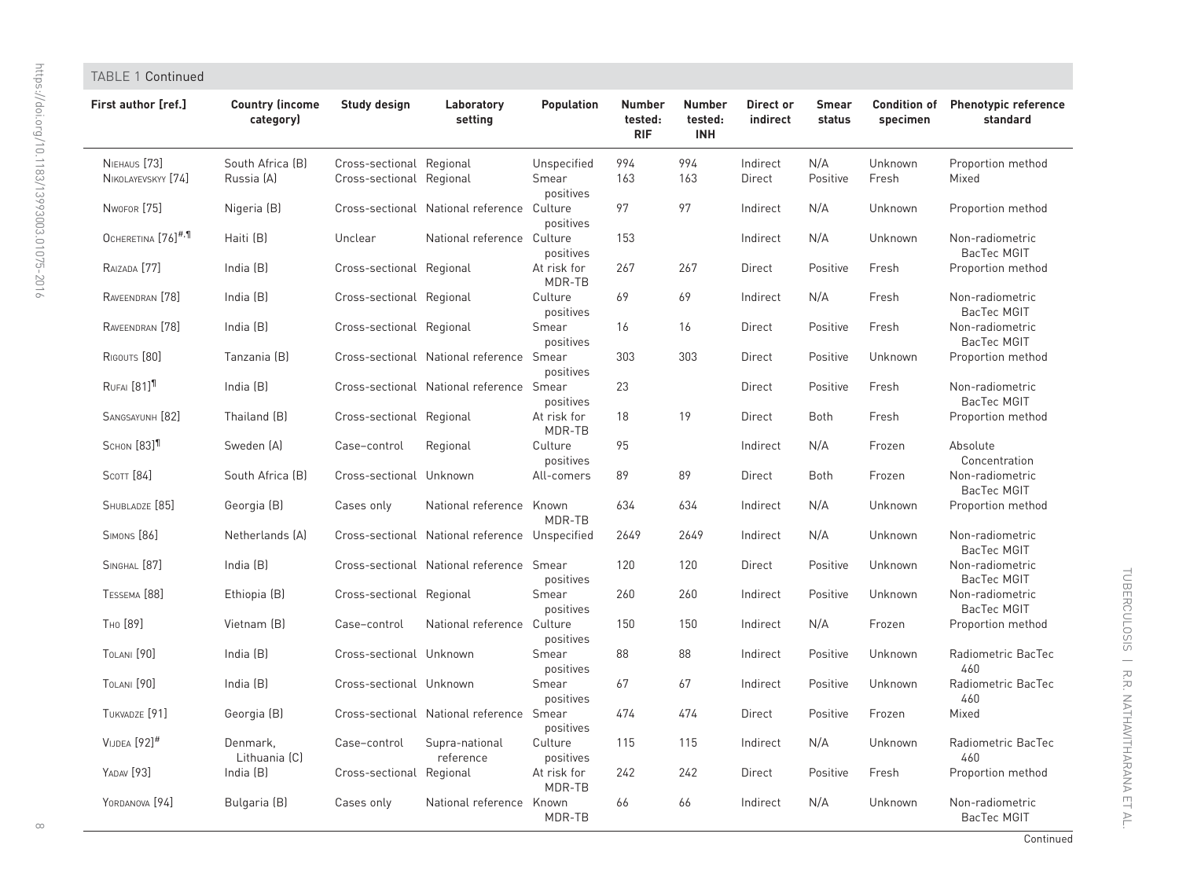TABLE 1 Continued

| First author [ref.] | Country (income category) | Study design | Laboratory setting | Population | Number tested: RIF | Number tested: INH | Direct or indirect | Smear status | Condition of specimen | Phenotypic reference standard |
|---|---|---|---|---|---|---|---|---|---|---|
| Niehaus [73] | South Africa (B) | Cross-sectional | Regional | Unspecified | 994 | 994 | Indirect | N/A | Unknown | Proportion method |
| Nikolayevskyy [74] | Russia (A) | Cross-sectional | Regional | Smear positives | 163 | 163 | Direct | Positive | Fresh | Mixed |
| Nwofor [75] | Nigeria (B) | Cross-sectional | National reference | Culture positives | 97 | 97 | Indirect | N/A | Unknown | Proportion method |
| Ocheretina [76][#,¶] | Haiti (B) | Unclear | National reference | Culture positives | 153 | | Indirect | N/A | Unknown | Non-radiometric BacTec MGIT |
| Raizada [77] | India (B) | Cross-sectional | Regional | At risk for MDR-TB | 267 | 267 | Direct | Positive | Fresh | Proportion method |
| Raveendran [78] | India (B) | Cross-sectional | Regional | Culture positives | 69 | 69 | Indirect | N/A | Fresh | Non-radiometric BacTec MGIT |
| Raveendran [78] | India (B) | Cross-sectional | Regional | Smear positives | 16 | 16 | Direct | Positive | Fresh | Non-radiometric BacTec MGIT |
| Rigouts [80] | Tanzania (B) | Cross-sectional | National reference | Smear positives | 303 | 303 | Direct | Positive | Unknown | Proportion method |
| Rufai [81][¶] | India (B) | Cross-sectional | National reference | Smear positives | 23 | | Direct | Positive | Fresh | Non-radiometric BacTec MGIT |
| Sangsayunh [82] | Thailand (B) | Cross-sectional | Regional | At risk for MDR-TB | 18 | 19 | Direct | Both | Fresh | Proportion method |
| Schon [83][¶] | Sweden (A) | Case–control | Regional | Culture positives | 95 | | Indirect | N/A | Frozen | Absolute Concentration |
| Scott [84] | South Africa (B) | Cross-sectional | Unknown | All-comers | 89 | 89 | Direct | Both | Frozen | Non-radiometric BacTec MGIT |
| Shubladze [85] | Georgia (B) | Cases only | National reference | Known MDR-TB | 634 | 634 | Indirect | N/A | Unknown | Proportion method |
| Simons [86] | Netherlands (A) | Cross-sectional | National reference | Unspecified | 2649 | 2649 | Indirect | N/A | Unknown | Non-radiometric BacTec MGIT |
| Singhal [87] | India (B) | Cross-sectional | National reference | Smear positives | 120 | 120 | Direct | Positive | Unknown | Non-radiometric BacTec MGIT |
| Tessema [88] | Ethiopia (B) | Cross-sectional | Regional | Smear positives | 260 | 260 | Indirect | Positive | Unknown | Non-radiometric BacTec MGIT |
| Tho [89] | Vietnam (B) | Case–control | National reference | Culture positives | 150 | 150 | Indirect | N/A | Frozen | Proportion method |
| Tolani [90] | India (B) | Cross-sectional | Unknown | Smear positives | 88 | 88 | Indirect | Positive | Unknown | Radiometric BacTec 460 |
| Tolani [90] | India (B) | Cross-sectional | Unknown | Smear positives | 67 | 67 | Indirect | Positive | Unknown | Radiometric BacTec 460 |
| Tukvadze [91] | Georgia (B) | Cross-sectional | National reference | Smear positives | 474 | 474 | Direct | Positive | Frozen | Mixed |
| Vijdea [92][#] | Denmark, Lithuania (C) | Case–control | Supra-national reference | Culture positives | 115 | 115 | Indirect | N/A | Unknown | Radiometric BacTec 460 |
| Yadav [93] | India (B) | Cross-sectional | Regional | At risk for MDR-TB | 242 | 242 | Direct | Positive | Fresh | Proportion method |
| Yordanova [94] | Bulgaria (B) | Cases only | National reference | Known MDR-TB | 66 | 66 | Indirect | N/A | Unknown | Non-radiometric BacTec MGIT |

Continued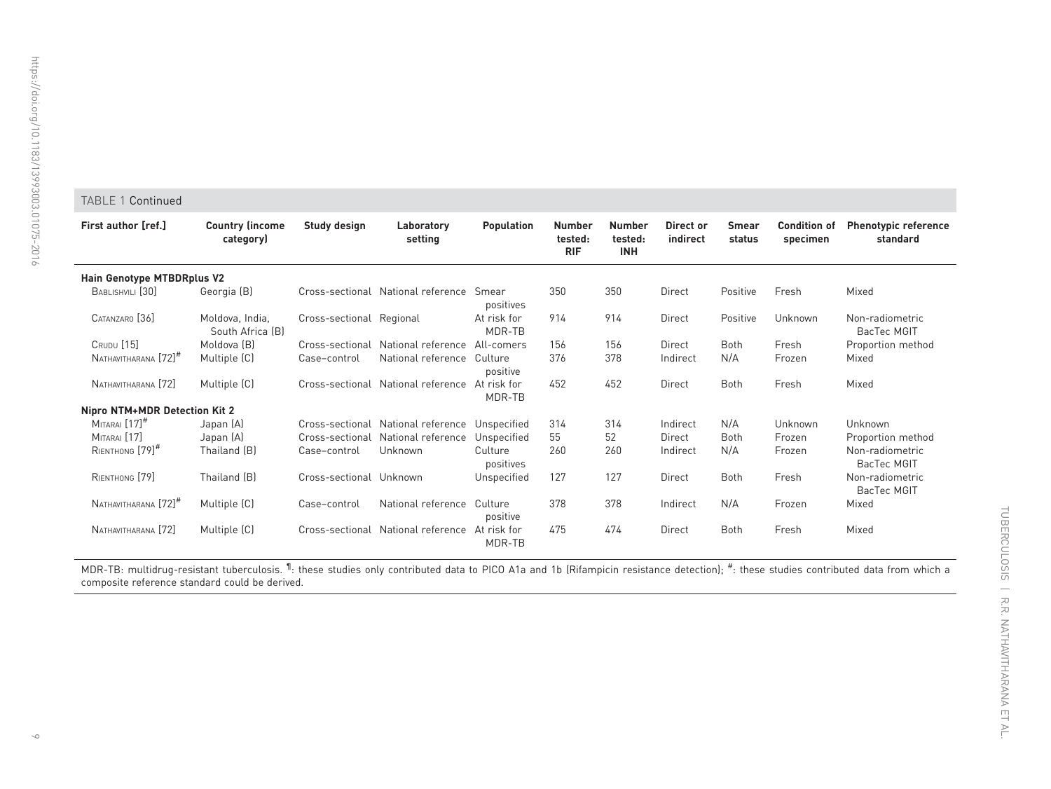TABLE 1 Continued

| First author [ref.] | Country (income category) | Study design | Laboratory setting | Population | Number tested: RIF | Number tested: INH | Direct or indirect | Smear status | Condition of specimen | Phenotypic reference standard |
|---|---|---|---|---|---|---|---|---|---|---|
| **Hain Genotype MTBDRplus V2** | | | | | | | | | | |
| Bablishvili [30] | Georgia (B) | Cross-sectional | National reference | Smear positives | 350 | 350 | Direct | Positive | Fresh | Mixed |
| Catanzaro [36] | Moldova, India, South Africa (B) | Cross-sectional | Regional | At risk for MDR-TB | 914 | 914 | Direct | Positive | Unknown | Non-radiometric BacTec MGIT |
| Crudu [15] | Moldova (B) | Cross-sectional | National reference | All-comers | 156 | 156 | Direct | Both | Fresh | Proportion method |
| Nathavitharana [72][#] | Multiple (C) | Case–control | National reference | Culture positive | 376 | 378 | Indirect | N/A | Frozen | Mixed |
| Nathavitharana [72] | Multiple (C) | Cross-sectional | National reference | At risk for MDR-TB | 452 | 452 | Direct | Both | Fresh | Mixed |
| **Nipro NTM+MDR Detection Kit 2** | | | | | | | | | | |
| Mitarai [17][#] | Japan (A) | Cross-sectional | National reference | Unspecified | 314 | 314 | Indirect | N/A | Unknown | Unknown |
| Mitarai [17] | Japan (A) | Cross-sectional | National reference | Unspecified | 55 | 52 | Direct | Both | Frozen | Proportion method |
| Rienthong [79][#] | Thailand (B) | Case–control | Unknown | Culture positives | 260 | 260 | Indirect | N/A | Frozen | Non-radiometric BacTec MGIT |
| Rienthong [79] | Thailand (B) | Cross-sectional | Unknown | Unspecified | 127 | 127 | Direct | Both | Fresh | Non-radiometric BacTec MGIT |
| Nathavitharana [72][#] | Multiple (C) | Case–control | National reference | Culture positive | 378 | 378 | Indirect | N/A | Frozen | Mixed |
| Nathavitharana [72] | Multiple (C) | Cross-sectional | National reference | At risk for MDR-TB | 475 | 474 | Direct | Both | Fresh | Mixed |

MDR-TB: multidrug-resistant tuberculosis. [¶]: these studies only contributed data to PICO A1a and 1b (Rifampicin resistance detection); [#]: these studies contributed data from which a composite reference standard could be derived.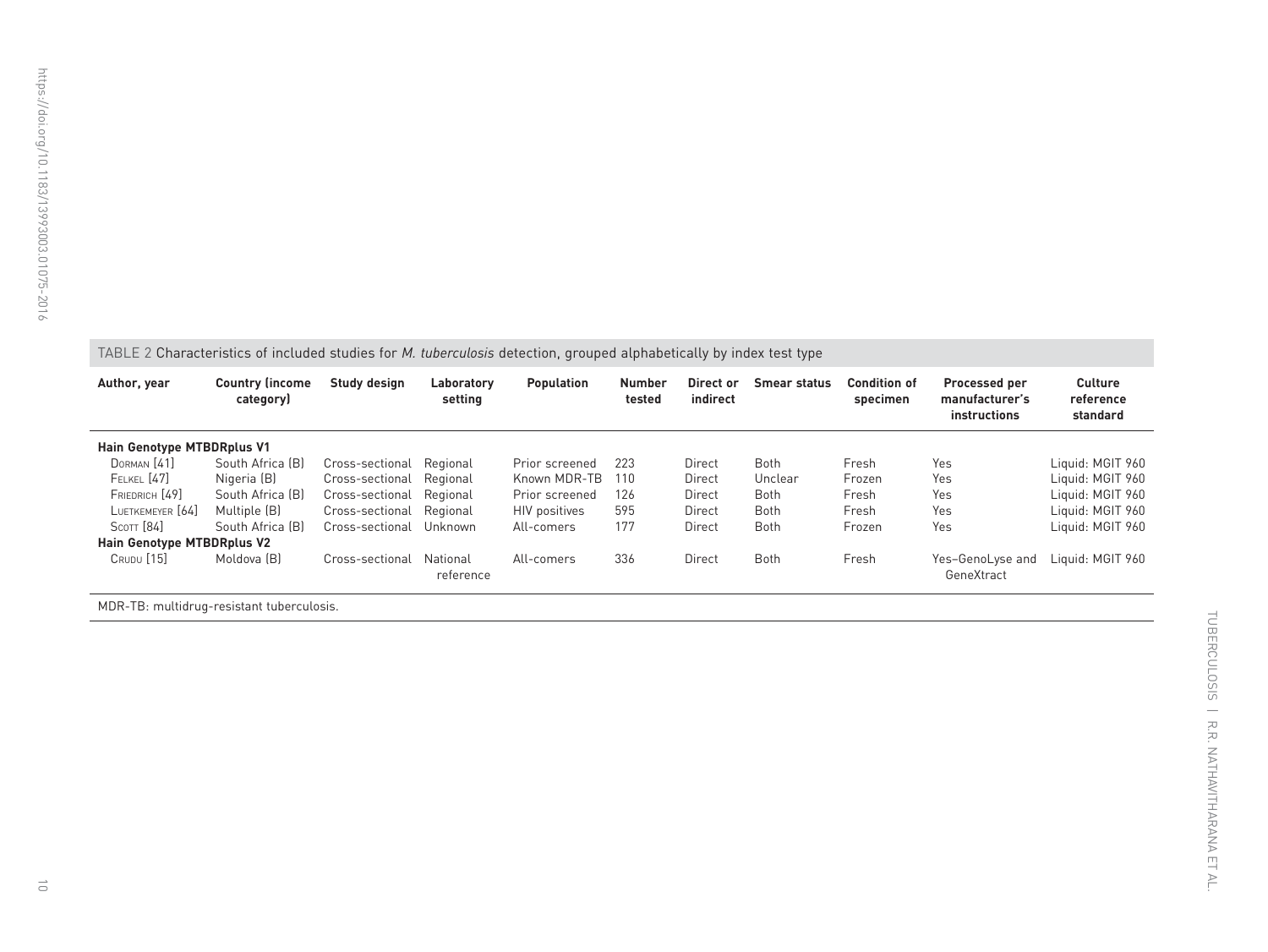TABLE 2 Characteristics of included studies for *M. tuberculosis* detection, grouped alphabetically by index test type

| Author, year | Country (income category) | Study design | Laboratory setting | Population | Number tested | Direct or indirect | Smear status | Condition of specimen | Processed per manufacturer's instructions | Culture reference standard |
|---|---|---|---|---|---|---|---|---|---|---|
| **Hain Genotype MTBDRplus V1** | | | | | | | | | | |
| Dorman [41] | South Africa (B) | Cross-sectional | Regional | Prior screened | 223 | Direct | Both | Fresh | Yes | Liquid: MGIT 960 |
| Felkel [47] | Nigeria (B) | Cross-sectional | Regional | Known MDR-TB | 110 | Direct | Unclear | Frozen | Yes | Liquid: MGIT 960 |
| Friedrich [49] | South Africa (B) | Cross-sectional | Regional | Prior screened | 126 | Direct | Both | Fresh | Yes | Liquid: MGIT 960 |
| Luetkemeyer [64] | Multiple (B) | Cross-sectional | Regional | HIV positives | 595 | Direct | Both | Fresh | Yes | Liquid: MGIT 960 |
| Scott [84] | South Africa (B) | Cross-sectional | Unknown | All-comers | 177 | Direct | Both | Frozen | Yes | Liquid: MGIT 960 |
| **Hain Genotype MTBDRplus V2** | | | | | | | | | | |
| Crudu [15] | Moldova (B) | Cross-sectional | National reference | All-comers | 336 | Direct | Both | Fresh | Yes–GenoLyse and GeneXtract | Liquid: MGIT 960 |

MDR-TB: multidrug-resistant tuberculosis.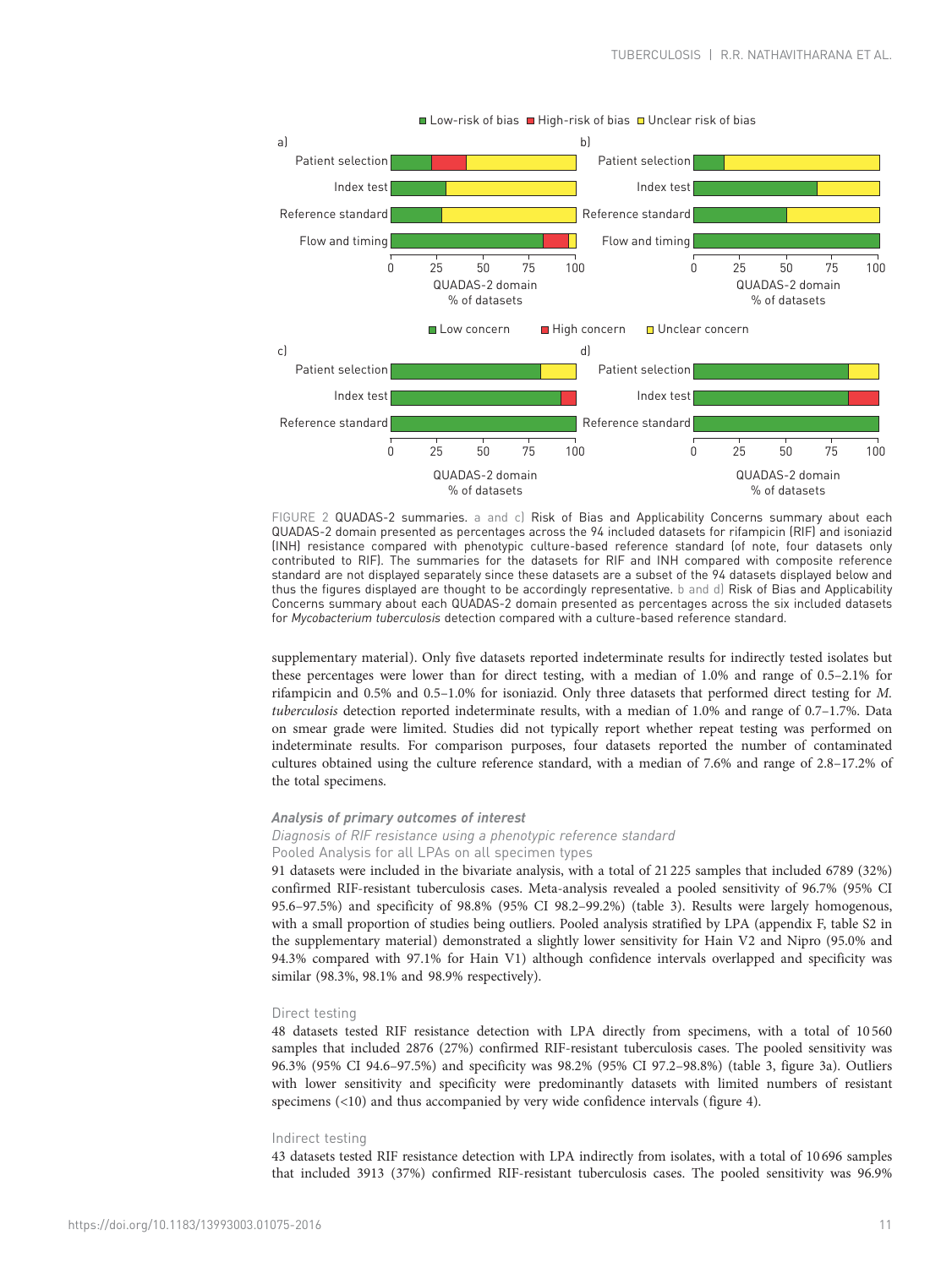FIGURE 2 QUADAS-2 summaries. a and c) Risk of Bias and Applicability Concerns summary about each QUADAS-2 domain presented as percentages across the 94 included datasets for rifampicin (RIF) and isoniazid (INH) resistance compared with phenotypic culture-based reference standard (of note, four datasets only contributed to RIF). The summaries for the datasets for RIF and INH compared with composite reference standard are not displayed separately since these datasets are a subset of the 94 datasets displayed below and thus the figures displayed are thought to be accordingly representative. b and d) Risk of Bias and Applicability Concerns summary about each QUADAS-2 domain presented as percentages across the six included datasets for *Mycobacterium tuberculosis* detection compared with a culture-based reference standard.

supplementary material). Only five datasets reported indeterminate results for indirectly tested isolates but these percentages were lower than for direct testing, with a median of 1.0% and range of 0.5–2.1% for rifampicin and 0.5% and 0.5–1.0% for isoniazid. Only three datasets that performed direct testing for *M. tuberculosis* detection reported indeterminate results, with a median of 1.0% and range of 0.7–1.7%. Data on smear grade were limited. Studies did not typically report whether repeat testing was performed on indeterminate results. For comparison purposes, four datasets reported the number of contaminated cultures obtained using the culture reference standard, with a median of 7.6% and range of 2.8–17.2% of the total specimens.

### Analysis of primary outcomes of interest

#### *Diagnosis of RIF resistance using a phenotypic reference standard*

##### Pooled Analysis for all LPAs on all specimen types

91 datasets were included in the bivariate analysis, with a total of 21 225 samples that included 6789 (32%) confirmed RIF-resistant tuberculosis cases. Meta-analysis revealed a pooled sensitivity of 96.7% (95% CI 95.6–97.5%) and specificity of 98.8% (95% CI 98.2–99.2%) (table 3). Results were largely homogenous, with a small proportion of studies being outliers. Pooled analysis stratified by LPA (appendix F, table S2 in the supplementary material) demonstrated a slightly lower sensitivity for Hain V2 and Nipro (95.0% and 94.3% compared with 97.1% for Hain V1) although confidence intervals overlapped and specificity was similar (98.3%, 98.1% and 98.9% respectively).

##### Direct testing

48 datasets tested RIF resistance detection with LPA directly from specimens, with a total of 10 560 samples that included 2876 (27%) confirmed RIF-resistant tuberculosis cases. The pooled sensitivity was 96.3% (95% CI 94.6–97.5%) and specificity was 98.2% (95% CI 97.2–98.8%) (table 3, figure 3a). Outliers with lower sensitivity and specificity were predominantly datasets with limited numbers of resistant specimens (<10) and thus accompanied by very wide confidence intervals (figure 4).

##### Indirect testing

43 datasets tested RIF resistance detection with LPA indirectly from isolates, with a total of 10 696 samples that included 3913 (37%) confirmed RIF-resistant tuberculosis cases. The pooled sensitivity was 96.9%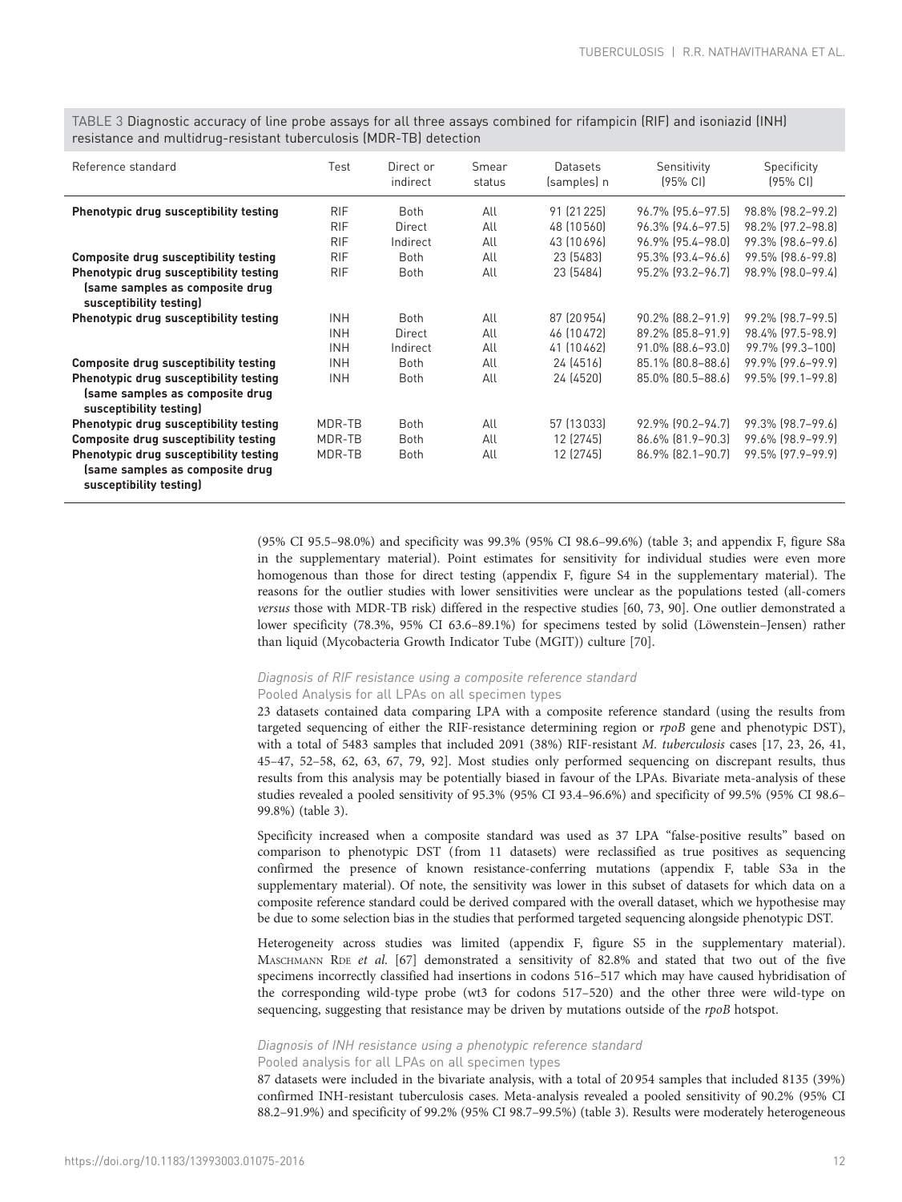TABLE 3 Diagnostic accuracy of line probe assays for all three assays combined for rifampicin (RIF) and isoniazid (INH) resistance and multidrug-resistant tuberculosis (MDR-TB) detection

| Reference standard | Test | Direct or indirect | Smear status | Datasets (samples) n | Sensitivity (95% CI) | Specificity (95% CI) |
|---|---|---|---|---|---|---|
| **Phenotypic drug susceptibility testing** | RIF | Both | All | 91 (21 225) | 96.7% (95.6–97.5) | 98.8% (98.2–99.2) |
| | RIF | Direct | All | 48 (10 560) | 96.3% (94.6–97.5) | 98.2% (97.2–98.8) |
| | RIF | Indirect | All | 43 (10 696) | 96.9% (95.4–98.0) | 99.3% (98.6–99.6) |
| **Composite drug susceptibility testing** | RIF | Both | All | 23 (5483) | 95.3% (93.4–96.6) | 99.5% (98.6–99.8) |
| **Phenotypic drug susceptibility testing (same samples as composite drug susceptibility testing)** | RIF | Both | All | 23 (5484) | 95.2% (93.2–96.7) | 98.9% (98.0–99.4) |
| **Phenotypic drug susceptibility testing** | INH | Both | All | 87 (20 954) | 90.2% (88.2–91.9) | 99.2% (98.7–99.5) |
| | INH | Direct | All | 46 (10 472) | 89.2% (85.8–91.9) | 98.4% (97.5-98.9) |
| | INH | Indirect | All | 41 (10 462) | 91.0% (88.6–93.0) | 99.7% (99.3–100) |
| **Composite drug susceptibility testing** | INH | Both | All | 24 (4516) | 85.1% (80.8–88.6) | 99.9% (99.6–99.9) |
| **Phenotypic drug susceptibility testing (same samples as composite drug susceptibility testing)** | INH | Both | All | 24 (4520) | 85.0% (80.5–88.6) | 99.5% (99.1–99.8) |
| **Phenotypic drug susceptibility testing** | MDR-TB | Both | All | 57 (13 033) | 92.9% (90.2–94.7) | 99.3% (98.7–99.6) |
| **Composite drug susceptibility testing** | MDR-TB | Both | All | 12 (2745) | 86.6% (81.9–90.3) | 99.6% (98.9–99.9) |
| **Phenotypic drug susceptibility testing (same samples as composite drug susceptibility testing)** | MDR-TB | Both | All | 12 (2745) | 86.9% (82.1–90.7) | 99.5% (97.9–99.9) |

(95% CI 95.5–98.0%) and specificity was 99.3% (95% CI 98.6–99.6%) (table 3; and appendix F, figure S8a in the supplementary material). Point estimates for sensitivity for individual studies were even more homogenous than those for direct testing (appendix F, figure S4 in the supplementary material). The reasons for the outlier studies with lower sensitivities were unclear as the populations tested (all-comers *versus* those with MDR-TB risk) differed in the respective studies [60, 73, 90]. One outlier demonstrated a lower specificity (78.3%, 95% CI 63.6–89.1%) for specimens tested by solid (Löwenstein–Jensen) rather than liquid (Mycobacteria Growth Indicator Tube (MGIT)) culture [70].

#### *Diagnosis of RIF resistance using a composite reference standard*

Pooled Analysis for all LPAs on all specimen types

23 datasets contained data comparing LPA with a composite reference standard (using the results from targeted sequencing of either the RIF-resistance determining region or *rpoB* gene and phenotypic DST), with a total of 5483 samples that included 2091 (38%) RIF-resistant *M. tuberculosis* cases [17, 23, 26, 41, 45–47, 52–58, 62, 63, 67, 79, 92]. Most studies only performed sequencing on discrepant results, thus results from this analysis may be potentially biased in favour of the LPAs. Bivariate meta-analysis of these studies revealed a pooled sensitivity of 95.3% (95% CI 93.4–96.6%) and specificity of 99.5% (95% CI 98.6–99.8%) (table 3).

Specificity increased when a composite standard was used as 37 LPA "false-positive results" based on comparison to phenotypic DST (from 11 datasets) were reclassified as true positives as sequencing confirmed the presence of known resistance-conferring mutations (appendix F, table S3a in the supplementary material). Of note, the sensitivity was lower in this subset of datasets for which data on a composite reference standard could be derived compared with the overall dataset, which we hypothesise may be due to some selection bias in the studies that performed targeted sequencing alongside phenotypic DST.

Heterogeneity across studies was limited (appendix F, figure S5 in the supplementary material). Maschmann Rde *et al.* [67] demonstrated a sensitivity of 82.8% and stated that two out of the five specimens incorrectly classified had insertions in codons 516–517 which may have caused hybridisation of the corresponding wild-type probe (wt3 for codons 517–520) and the other three were wild-type on sequencing, suggesting that resistance may be driven by mutations outside of the *rpoB* hotspot.

#### *Diagnosis of INH resistance using a phenotypic reference standard*

Pooled analysis for all LPAs on all specimen types

87 datasets were included in the bivariate analysis, with a total of 20 954 samples that included 8135 (39%) confirmed INH-resistant tuberculosis cases. Meta-analysis revealed a pooled sensitivity of 90.2% (95% CI 88.2–91.9%) and specificity of 99.2% (95% CI 98.7–99.5%) (table 3). Results were moderately heterogeneous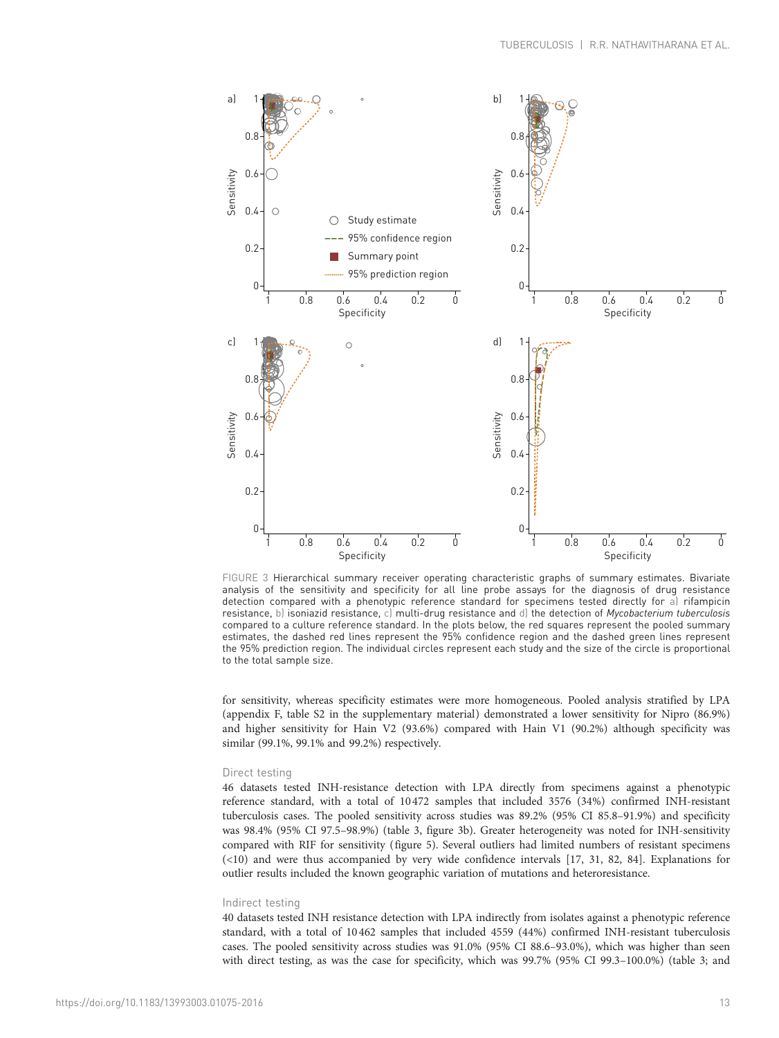FIGURE 3 Hierarchical summary receiver operating characteristic graphs of summary estimates. Bivariate analysis of the sensitivity and specificity for all line probe assays for the diagnosis of drug resistance detection compared with a phenotypic reference standard for specimens tested directly for a) rifampicin resistance, b) isoniazid resistance, c) multi-drug resistance and d) the detection of *Mycobacterium tuberculosis* compared to a culture reference standard. In the plots below, the red squares represent the pooled summary estimates, the dashed red lines represent the 95% confidence region and the dashed green lines represent the 95% prediction region. The individual circles represent each study and the size of the circle is proportional to the total sample size.

for sensitivity, whereas specificity estimates were more homogeneous. Pooled analysis stratified by LPA (appendix F, table S2 in the supplementary material) demonstrated a lower sensitivity for Nipro (86.9%) and higher sensitivity for Hain V2 (93.6%) compared with Hain V1 (90.2%) although specificity was similar (99.1%, 99.1% and 99.2%) respectively.

### Direct testing

46 datasets tested INH-resistance detection with LPA directly from specimens against a phenotypic reference standard, with a total of 10472 samples that included 3576 (34%) confirmed INH-resistant tuberculosis cases. The pooled sensitivity across studies was 89.2% (95% CI 85.8–91.9%) and specificity was 98.4% (95% CI 97.5–98.9%) (table 3, figure 3b). Greater heterogeneity was noted for INH-sensitivity compared with RIF for sensitivity (figure 5). Several outliers had limited numbers of resistant specimens (<10) and were thus accompanied by very wide confidence intervals [17, 31, 82, 84]. Explanations for outlier results included the known geographic variation of mutations and heteroresistance.

### Indirect testing

40 datasets tested INH resistance detection with LPA indirectly from isolates against a phenotypic reference standard, with a total of 10462 samples that included 4559 (44%) confirmed INH-resistant tuberculosis cases. The pooled sensitivity across studies was 91.0% (95% CI 88.6–93.0%), which was higher than seen with direct testing, as was the case for specificity, which was 99.7% (95% CI 99.3–100.0%) (table 3; and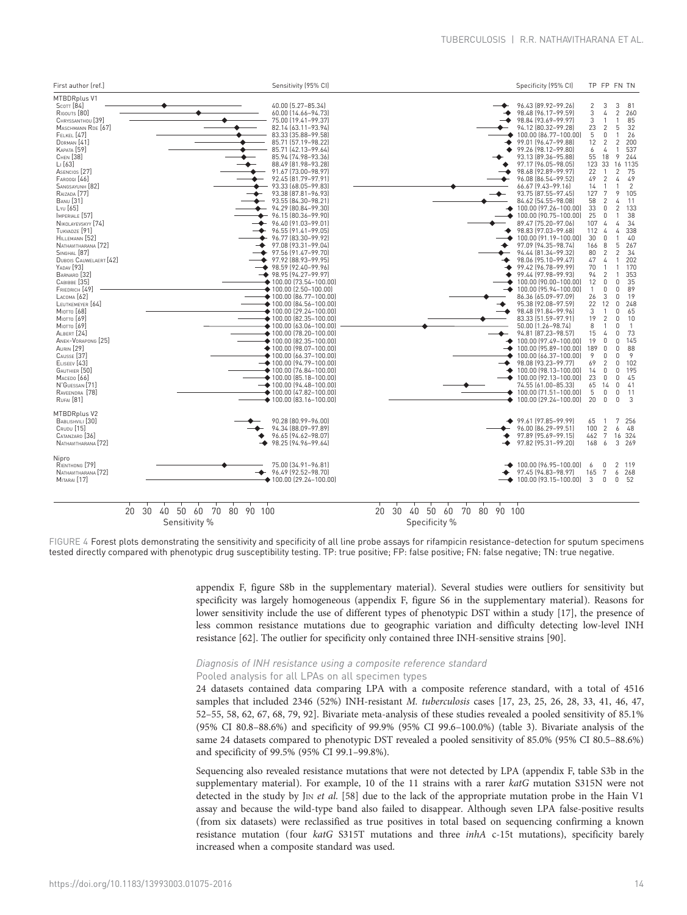| First author [ref.] | Sensitivity (95% CI) | Specificity (95% CI) | TP | FP | FN | TN |
|---|---|---|---|---|---|---|
| **MTBDRplus V1** | | | | | | |
| Scott [84] | 40.00 (5.27–85.34) | 96.43 (89.92–99.26) | 2 | 3 | 3 | 81 |
| Rigouts [80] | 60.00 (14.66–94.73) | 98.48 (96.17–99.59) | 3 | 4 | 2 | 260 |
| Chryssanthou [39] | 75.00 (19.41–99.37) | 98.84 (93.69–99.97) | 3 | 1 | 1 | 85 |
| Maschmann Roe [67] | 82.14 (63.11–93.94) | 94.12 (80.32–99.28) | 23 | 2 | 5 | 32 |
| Felkel [47] | 83.33 (35.88–99.58) | 100.00 (86.77–100.00) | 5 | 0 | 1 | 26 |
| Dorman [41] | 85.71 (57.19–98.22) | 99.01 (96.47–99.88) | 12 | 2 | 2 | 200 |
| Kapata [59] | 85.71 (42.13–99.64) | 99.26 (98.12–99.80) | 6 | 4 | 1 | 537 |
| Chen [38] | 85.94 (74.98–93.36) | 93.13 (89.36–95.88) | 55 | 18 | 9 | 244 |
| Li [63] | 88.49 (81.98–93.28) | 97.17 (96.05–98.05) | 123 | 33 | 16 | 1135 |
| Asencios [27] | 91.67 (73.00–98.97) | 98.68 (92.89–99.97) | 22 | 1 | 2 | 75 |
| Farooqi [46] | 92.45 (81.79–97.91) | 96.08 (86.54–99.52) | 49 | 2 | 4 | 49 |
| Sangsayunh [82] | 93.33 (68.05–99.83) | 66.67 (9.43–99.16) | 14 | 1 | 1 | 2 |
| Raizada [77] | 93.38 (87.81–96.93) | 93.75 (87.55–97.45) | 127 | 7 | 9 | 105 |
| Banu [31] | 93.55 (84.30–98.21) | 84.62 (54.55–98.08) | 58 | 2 | 4 | 11 |
| Lyu [65] | 94.29 (80.84–99.30) | 100.00 (97.26–100.00) | 33 | 0 | 2 | 133 |
| Imperiale [57] | 96.15 (80.36–99.90) | 100.00 (90.75–100.00) | 25 | 0 | 1 | 38 |
| Nikolayevskyy [74] | 96.40 (91.03–99.01) | 89.47 (75.20–97.06) | 107 | 4 | 4 | 34 |
| Tukvadze [91] | 96.55 (91.41–99.05) | 98.83 (97.03–99.68) | 112 | 4 | 4 | 338 |
| Hillemann [52] | 96.77 (83.30–99.92) | 100.00 (91.19–100.00) | 30 | 0 | 1 | 40 |
| Nathavitharana [72] | 97.08 (93.31–99.04) | 97.09 (94.35–98.74) | 166 | 8 | 5 | 267 |
| Singhal [87] | 97.56 (91.47–99.70) | 94.44 (81.34–99.32) | 80 | 2 | 2 | 34 |
| Dubois Cauwelaert [42] | 97.92 (88.93–99.95) | 98.06 (95.10–99.47) | 47 | 4 | 1 | 202 |
| Yadav [93] | 98.59 (92.40–99.96) | 99.42 (96.78–99.99) | 70 | 1 | 1 | 170 |
| Barnard [32] | 98.95 (94.27–99.97) | 99.44 (97.98–99.93) | 94 | 2 | 1 | 353 |
| Cabibbe [35] | 100.00 (73.54–100.00) | 100.00 (90.00–100.00) | 12 | 0 | 0 | 35 |
| Friedrich [49] | 100.00 (2.50–100.00) | 100.00 (95.94–100.00) | 1 | 0 | 0 | 89 |
| Lacoma [62] | 100.00 (86.77–100.00) | 86.36 (65.09–97.09) | 26 | 3 | 0 | 19 |
| Leutkemeyer [64] | 100.00 (84.56–100.00) | 95.38 (92.08–97.59) | 22 | 12 | 0 | 248 |
| Miotto [68] | 100.00 (29.24–100.00) | 98.48 (91.84–99.96) | 3 | 1 | 0 | 65 |
| Miotto [69] | 100.00 (82.35–100.00) | 83.33 (51.59–97.91) | 19 | 2 | 0 | 10 |
| Miotto [69] | 100.00 (63.06–100.00) | 50.00 (1.26–98.74) | 8 | 1 | 0 | 1 |
| Albert [24] | 100.00 (78.20–100.00) | 94.81 (87.23–98.57) | 15 | 4 | 0 | 73 |
| Anek-Vorapong [25] | 100.00 (82.35–100.00) | 100.00 (97.49–100.00) | 19 | 0 | 0 | 145 |
| Aurin [29] | 100.00 (98.07–100.00) | 100.00 (95.89–100.00) | 189 | 0 | 0 | 88 |
| Causse [37] | 100.00 (66.37–100.00) | 100.00 (66.37–100.00) | 9 | 0 | 0 | 9 |
| Eliseev [43] | 100.00 (94.79–100.00) | 98.08 (93.23–99.77) | 69 | 2 | 0 | 102 |
| Gauthier [50] | 100.00 (76.84–100.00) | 100.00 (98.13–100.00) | 14 | 0 | 0 | 195 |
| Macedo [66] | 100.00 (85.18–100.00) | 100.00 (92.13–100.00) | 23 | 0 | 0 | 45 |
| N'Guessan [71] | 100.00 (94.48–100.00) | 74.55 (61.00–85.33) | 65 | 14 | 0 | 41 |
| Raveendra [78] | 100.00 (47.82–100.00) | 100.00 (71.51–100.00) | 5 | 0 | 0 | 11 |
| Rufai [81] | 100.00 (83.16–100.00) | 100.00 (29.24–100.00) | 20 | 0 | 0 | 3 |
| **MTBDRplus V2** | | | | | | |
| Bablishvili [30] | 90.28 (80.99–96.00) | 99.61 (97.85–99.99) | 65 | 1 | 7 | 256 |
| Crudu [15] | 94.34 (88.09–97.89) | 96.00 (86.29–99.51) | 100 | 2 | 6 | 48 |
| Catanzaro [36] | 96.65 (94.62–98.07) | 97.89 (95.69–99.15) | 462 | 7 | 16 | 324 |
| Nathavitharana [72] | 98.25 (94.96–99.64) | 97.82 (95.31–99.20) | 168 | 6 | 3 | 269 |
| **Nipro** | | | | | | |
| Rienthong [79] | 75.00 (34.91–96.81) | 100.00 (96.95–100.00) | 6 | 0 | 2 | 119 |
| Nathavitharana [72] | 96.49 (92.52–98.70) | 97.45 (94.83–98.97) | 165 | 7 | 6 | 268 |
| Mitarai [17] | 100.00 (29.24–100.00) | 100.00 (93.15–100.00) | 3 | 0 | 0 | 52 |

FIGURE 4 Forest plots demonstrating the sensitivity and specificity of all line probe assays for rifampicin resistance-detection for sputum specimens tested directly compared with phenotypic drug susceptibility testing. TP: true positive; FP: false positive; FN: false negative; TN: true negative.

appendix F, figure S8b in the supplementary material). Several studies were outliers for sensitivity but specificity was largely homogeneous (appendix F, figure S6 in the supplementary material). Reasons for lower sensitivity include the use of different types of phenotypic DST within a study [17], the presence of less common resistance mutations due to geographic variation and difficulty detecting low-level INH resistance [62]. The outlier for specificity only contained three INH-sensitive strains [90].

#### *Diagnosis of INH resistance using a composite reference standard*

Pooled analysis for all LPAs on all specimen types

24 datasets contained data comparing LPA with a composite reference standard, with a total of 4516 samples that included 2346 (52%) INH-resistant *M. tuberculosis* cases [17, 23, 25, 26, 28, 33, 41, 46, 47, 52–55, 58, 62, 67, 68, 79, 92]. Bivariate meta-analysis of these studies revealed a pooled sensitivity of 85.1% (95% CI 80.8–88.6%) and specificity of 99.9% (95% CI 99.6–100.0%) (table 3). Bivariate analysis of the same 24 datasets compared to phenotypic DST revealed a pooled sensitivity of 85.0% (95% CI 80.5–88.6%) and specificity of 99.5% (95% CI 99.1–99.8%).

Sequencing also revealed resistance mutations that were not detected by LPA (appendix F, table S3b in the supplementary material). For example, 10 of the 11 strains with a rarer *katG* mutation S315N were not detected in the study by Jin *et al.* [58] due to the lack of the appropriate mutation probe in the Hain V1 assay and because the wild-type band also failed to disappear. Although seven LPA false-positive results (from six datasets) were reclassified as true positives in total based on sequencing confirming a known resistance mutation (four *katG* S315T mutations and three *inhA* c-15t mutations), specificity barely increased when a composite standard was used.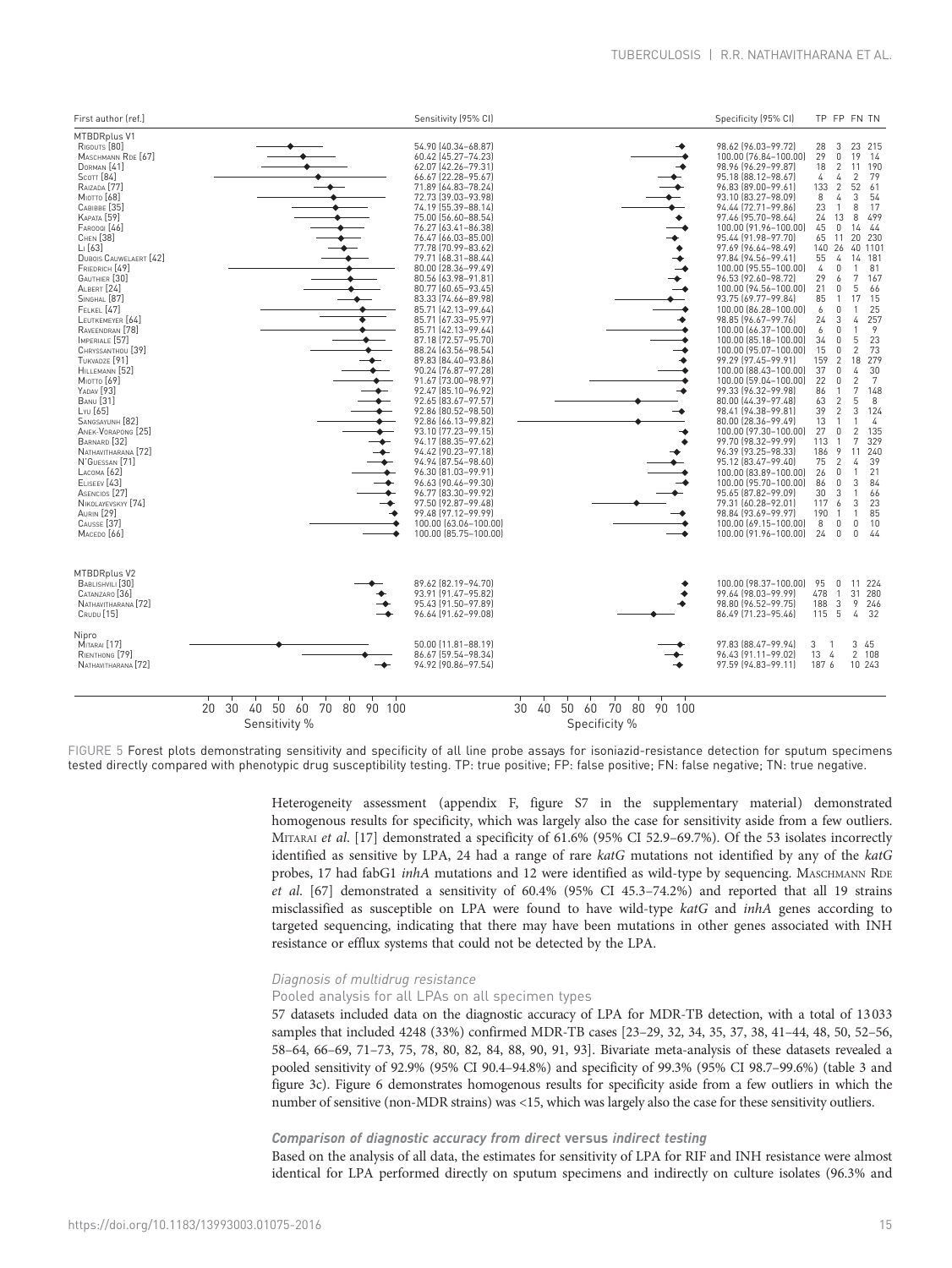| First author [ref.] | Sensitivity (95% CI) | Specificity (95% CI) | TP | FP | FN | TN |
|---|---|---|---|---|---|---|
| **MTBDRplus V1** | | | | | | |
| Rigouts [80] | 54.90 (40.34–68.87) | 98.62 (96.03–99.72) | 28 | 3 | 23 | 215 |
| Maschmann Rde [67] | 60.42 (45.27–74.23) | 100.00 (76.84–100.00) | 29 | 0 | 19 | 14 |
| Dorman [41] | 62.07 (42.26–79.31) | 98.96 (96.29–99.87) | 18 | 2 | 11 | 190 |
| Scott [84] | 66.67 (22.28–95.67) | 95.18 (88.12–98.67) | 4 | 4 | 2 | 79 |
| Raizada [77] | 71.89 (64.83–78.24) | 96.83 (89.00–99.61) | 133 | 2 | 52 | 61 |
| Miotto [68] | 72.73 (39.03–93.98) | 93.10 (83.27–98.09) | 8 | 4 | 3 | 54 |
| Cabibbe [35] | 74.19 (55.39–88.14) | 94.44 (72.71–99.86) | 23 | 1 | 8 | 17 |
| Kapata [59] | 75.00 (56.60–88.54) | 97.46 (95.70–98.64) | 24 | 13 | 8 | 499 |
| Farooqi [46] | 76.27 (63.41–86.38) | 100.00 (91.96–100.00) | 45 | 0 | 14 | 44 |
| Chen [38] | 76.47 (66.03–85.00) | 95.44 (91.98–97.70) | 65 | 11 | 20 | 230 |
| Li [63] | 77.78 (70.99–83.62) | 97.69 (96.64–98.49) | 140 | 26 | 40 | 1101 |
| Dubois Cauwelaert [42] | 79.71 (68.31–88.44) | 97.84 (94.56–99.41) | 55 | 4 | 14 | 181 |
| Friedrich [49] | 80.00 (28.36–99.49) | 100.00 (95.55–100.00) | 4 | 0 | 1 | 81 |
| Gauthier [30] | 80.56 (63.98–91.81) | 96.53 (92.60–98.72) | 29 | 6 | 7 | 167 |
| Albert [24] | 80.77 (60.65–93.45) | 100.00 (94.56–100.00) | 21 | 0 | 5 | 66 |
| Singhal [87] | 83.33 (74.66–89.98) | 93.75 (69.77–99.84) | 85 | 1 | 17 | 15 |
| Felkel [47] | 85.71 (42.13–99.64) | 100.00 (86.28–100.00) | 6 | 0 | 1 | 25 |
| Leutkemeyer [64] | 85.71 (67.33–95.97) | 98.85 (96.67–99.76) | 24 | 3 | 4 | 257 |
| Raveendran [78] | 85.71 (42.13–99.64) | 100.00 (66.37–100.00) | 6 | 0 | 1 | 9 |
| Imperiale [57] | 87.18 (72.57–95.70) | 100.00 (85.18–100.00) | 34 | 0 | 5 | 23 |
| Chryssanthou [39] | 88.24 (63.56–98.54) | 100.00 (95.07–100.00) | 15 | 0 | 2 | 73 |
| Tukvadze [91] | 89.83 (84.40–93.86) | 99.29 (97.45–99.91) | 159 | 2 | 18 | 279 |
| Hillemann [52] | 90.24 (76.87–97.28) | 100.00 (88.43–100.00) | 37 | 0 | 4 | 30 |
| Miotto [69] | 91.67 (73.00–98.97) | 100.00 (59.04–100.00) | 22 | 0 | 2 | 7 |
| Yadav [93] | 92.47 (85.10–96.92) | 99.33 (96.32–99.98) | 86 | 1 | 7 | 148 |
| Banu [31] | 92.65 (83.67–97.57) | 80.00 (44.39–97.48) | 63 | 2 | 5 | 8 |
| Lyu [65] | 92.86 (80.52–98.50) | 98.41 (94.38–99.81) | 39 | 2 | 3 | 124 |
| Sangsayunh [82] | 92.86 (66.13–99.82) | 80.00 (28.36–99.49) | 13 | 1 | 1 | 4 |
| Anek-Vorapong [25] | 93.10 (77.23–99.15) | 100.00 (97.30–100.00) | 27 | 0 | 2 | 135 |
| Barnard [32] | 94.17 (88.35–97.62) | 99.70 (98.32–99.99) | 113 | 1 | 7 | 329 |
| Nathavitharana [72] | 94.42 (90.23–97.18) | 96.39 (93.25–98.33) | 186 | 9 | 11 | 240 |
| N'Guessan [71] | 94.94 (87.54–98.60) | 95.12 (83.47–99.40) | 75 | 2 | 4 | 39 |
| Lacoma [62] | 96.30 (81.03–99.91) | 100.00 (83.89–100.00) | 26 | 0 | 1 | 21 |
| Eliseev [43] | 96.63 (90.46–99.30) | 100.00 (95.70–100.00) | 86 | 0 | 3 | 84 |
| Asencios [27] | 96.77 (83.30–99.92) | 95.65 (87.82–99.09) | 30 | 3 | 1 | 66 |
| Nikolayevskyy [74] | 97.50 (92.87–99.48) | 79.31 (60.28–92.01) | 117 | 6 | 3 | 23 |
| Aurin [29] | 99.48 (97.12–99.99) | 98.84 (93.69–99.97) | 190 | 1 | 1 | 85 |
| Causse [37] | 100.00 (63.06–100.00) | 100.00 (69.15–100.00) | 8 | 0 | 0 | 10 |
| Macedo [66] | 100.00 (85.75–100.00) | 100.00 (91.96–100.00) | 24 | 0 | 0 | 44 |
| **MTBDRplus V2** | | | | | | |
| Bablishvili [30] | 89.62 (82.19–94.70) | 100.00 (98.37–100.00) | 95 | 0 | 11 | 224 |
| Catanzaro [36] | 93.91 (91.47–95.82) | 99.64 (98.03–99.99) | 478 | 1 | 31 | 280 |
| Nathavitharana [72] | 95.43 (91.50–97.89) | 98.80 (96.52–99.75) | 188 | 3 | 9 | 246 |
| Crudu [15] | 96.64 (91.62–99.08) | 86.49 (71.23–95.46) | 115 | 5 | 4 | 32 |
| **Nipro** | | | | | | |
| Mitarai [17] | 50.00 (11.81–88.19) | 97.83 (88.47–99.94) | 3 | 1 | 3 | 45 |
| Rienthong [79] | 86.67 (59.54–98.34) | 96.43 (91.11–99.02) | 13 | 4 | 2 | 108 |
| Nathavitharana [72] | 94.92 (90.86–97.54) | 97.59 (94.83–99.11) | 187 | 6 | 10 | 243 |

FIGURE 5 Forest plots demonstrating sensitivity and specificity of all line probe assays for isoniazid-resistance detection for sputum specimens tested directly compared with phenotypic drug susceptibility testing. TP: true positive; FP: false positive; FN: false negative; TN: true negative.

Heterogeneity assessment (appendix F, figure S7 in the supplementary material) demonstrated homogenous results for specificity, which was largely also the case for sensitivity aside from a few outliers. Mitarai *et al.* [17] demonstrated a specificity of 61.6% (95% CI 52.9–69.7%). Of the 53 isolates incorrectly identified as sensitive by LPA, 24 had a range of rare *katG* mutations not identified by any of the *katG* probes, 17 had fabG1 *inhA* mutations and 12 were identified as wild-type by sequencing. Maschmann Rde *et al.* [67] demonstrated a sensitivity of 60.4% (95% CI 45.3–74.2%) and reported that all 19 strains misclassified as susceptible on LPA were found to have wild-type *katG* and *inhA* genes according to targeted sequencing, indicating that there may have been mutations in other genes associated with INH resistance or efflux systems that could not be detected by the LPA.

### *Diagnosis of multidrug resistance*

#### Pooled analysis for all LPAs on all specimen types

57 datasets included data on the diagnostic accuracy of LPA for MDR-TB detection, with a total of 13 033 samples that included 4248 (33%) confirmed MDR-TB cases [23–29, 32, 34, 35, 37, 38, 41–44, 48, 50, 52–56, 58–64, 66–69, 71–73, 75, 78, 80, 82, 84, 88, 90, 91, 93]. Bivariate meta-analysis of these datasets revealed a pooled sensitivity of 92.9% (95% CI 90.4–94.8%) and specificity of 99.3% (95% CI 98.7–99.6%) (table 3 and figure 3c). Figure 6 demonstrates homogenous results for specificity aside from a few outliers in which the number of sensitive (non-MDR strains) was <15, which was largely also the case for these sensitivity outliers.

#### ***Comparison of diagnostic accuracy from direct* versus *indirect testing***

Based on the analysis of all data, the estimates for sensitivity of LPA for RIF and INH resistance were almost identical for LPA performed directly on sputum specimens and indirectly on culture isolates (96.3% and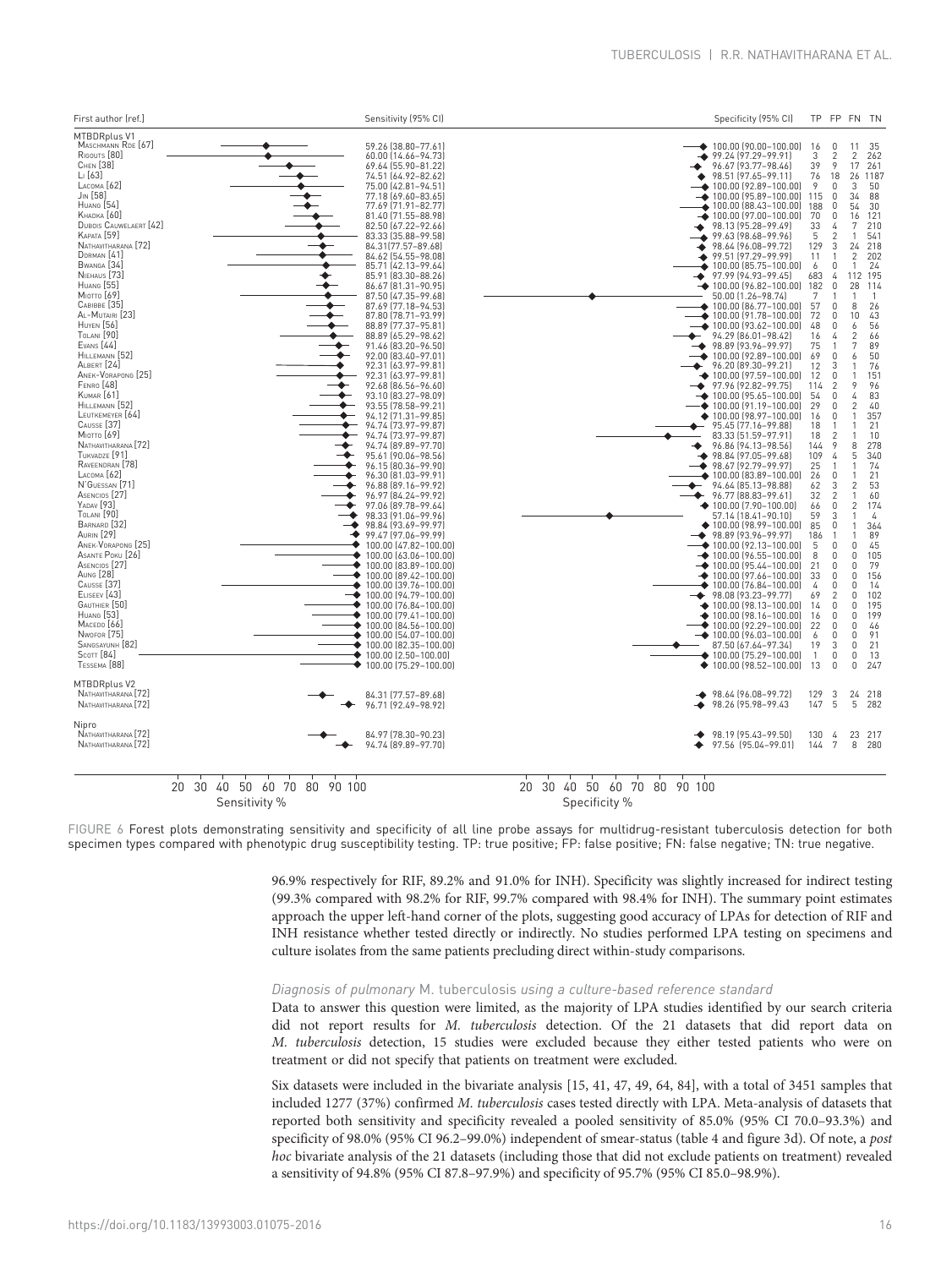| First author [ref.] | Sensitivity (95% CI) | Specificity (95% CI) | TP | FP | FN | TN |
|---|---|---|---|---|---|---|
| **MTBDRplus V1** | | | | | | |
| Maschmann Rde [67] | 59.26 (38.80–77.61) | 100.00 (90.00–100.00) | 16 | 0 | 11 | 35 |
| Rigouts [80] | 60.00 (14.66–94.73) | 99.24 (97.29–99.91) | 3 | 2 | 2 | 262 |
| Chen [38] | 69.64 (55.90–81.22) | 96.67 (93.77–98.46) | 39 | 9 | 17 | 261 |
| Li [63] | 74.51 (64.92–82.62) | 98.51 (97.65–99.11) | 76 | 18 | 26 | 1187 |
| Lacoma [62] | 75.00 (42.81–94.51) | 100.00 (92.89–100.00) | 9 | 0 | 3 | 50 |
| Jin [58] | 77.18 (69.60–83.65) | 100.00 (95.89–100.00) | 115 | 0 | 34 | 88 |
| Huang [54] | 77.69 (71.91–82.77) | 100.00 (88.43–100.00) | 188 | 0 | 54 | 30 |
| Khadka [60] | 81.40 (71.55–88.98) | 100.00 (97.00–100.00) | 70 | 0 | 16 | 121 |
| Dubois Cauwelaert [42] | 82.50 (67.22–92.66) | 98.13 (95.28–99.49) | 33 | 4 | 7 | 210 |
| Kapata [59] | 83.33 (35.88–99.58) | 99.63 (98.68–99.96) | 5 | 2 | 1 | 541 |
| Nathavitharana [72] | 84.31(77.57–89.68) | 98.64 (96.08–99.72) | 129 | 3 | 24 | 218 |
| Dorman [41] | 84.62 (54.55–98.08) | 99.51 (97.29–99.99) | 11 | 1 | 2 | 202 |
| Bwanga [34] | 85.71 (42.13–99.64) | 100.00 (85.75–100.00) | 6 | 0 | 1 | 24 |
| Niehaus [73] | 85.91 (83.30–88.26) | 97.99 (94.93–99.45) | 683 | 4 | 112 | 195 |
| Huang [55] | 86.67 (81.31–90.95) | 100.00 (96.82–100.00) | 182 | 0 | 28 | 114 |
| Miotto [69] | 87.50 (47.35–99.68) | 50.00 (1.26–98.74) | 7 | 1 | 1 | 1 |
| Cabibbe [35] | 87.69 (77.18–94.53) | 100.00 (86.77–100.00) | 57 | 0 | 8 | 26 |
| Al-Mutairi [23] | 87.80 (78.71–93.99) | 100.00 (91.78–100.00) | 72 | 0 | 10 | 43 |
| Huyen [56] | 88.89 (77.37–95.81) | 100.00 (93.62–100.00) | 48 | 0 | 6 | 56 |
| Tolani [90] | 88.89 (65.29–98.62) | 94.29 (86.01–98.42) | 16 | 4 | 2 | 66 |
| Evans [44] | 91.46 (83.20–96.50) | 98.89 (93.96–99.97) | 75 | 1 | 7 | 89 |
| Hillemann [52] | 92.00 (83.40–97.01) | 100.00 (92.89–100.00) | 69 | 0 | 6 | 50 |
| Albert [24] | 92.31 (63.97–99.81) | 96.20 (89.30–99.21) | 12 | 3 | 1 | 76 |
| Anek-Vorapong [25] | 92.31 (63.97–99.81) | 100.00 (97.59–100.00) | 12 | 0 | 1 | 151 |
| Fenro [48] | 92.68 (86.56–96.60) | 97.96 (92.82–99.75) | 114 | 2 | 9 | 96 |
| Kumar [61] | 93.10 (83.27–98.09) | 100.00 (95.65–100.00) | 54 | 0 | 4 | 83 |
| Hillemann [52] | 93.55 (78.58–99.21) | 100.00 (91.19–100.00) | 29 | 0 | 2 | 40 |
| Leutkemeyer [64] | 94.12 (71.31–99.85) | 100.00 (98.97–100.00) | 16 | 0 | 1 | 357 |
| Causse [37] | 94.74 (73.97–99.87) | 95.45 (77.16–99.88) | 18 | 1 | 1 | 21 |
| Miotto [69] | 94.74 (73.97–99.87) | 83.33 (51.59–97.91) | 18 | 2 | 1 | 10 |
| Nathavitharana [72] | 94.74 (89.89–97.70) | 96.86 (94.13–98.56) | 144 | 9 | 8 | 278 |
| Tukvadze [91] | 95.61 (90.06–98.56) | 98.84 (97.05–99.68) | 109 | 4 | 5 | 340 |
| Raveendran [78] | 96.15 (80.36–99.90) | 98.67 (92.79–99.97) | 25 | 1 | 1 | 74 |
| Lacoma [62] | 96.30 (81.03–99.91) | 100.00 (83.89–100.00) | 26 | 0 | 1 | 21 |
| N'Guessan [71] | 96.88 (89.16–99.92) | 94.64 (85.13–98.88) | 62 | 3 | 2 | 53 |
| Asencios [27] | 96.97 (84.24–99.92) | 96.77 (88.83–99.61) | 32 | 2 | 1 | 60 |
| Yadav [93] | 97.06 (89.78–99.64) | 100.00 (7.90–100.00) | 66 | 0 | 2 | 174 |
| Tolani [90] | 98.33 (91.06–99.96) | 57.14 (18.41–90.10) | 59 | 3 | 1 | 4 |
| Barnard [32] | 98.84 (93.69–99.97) | 100.00 (98.99–100.00) | 85 | 0 | 1 | 364 |
| Aurin [29] | 99.47 (97.06–99.99) | 98.89 (93.96–99.97) | 186 | 1 | 1 | 89 |
| Anek-Vorapong [25] | 100.00 (47.82–100.00) | 100.00 (92.13–100.00) | 5 | 0 | 0 | 45 |
| Asante Poku [26] | 100.00 (63.06–100.00) | 100.00 (96.55–100.00) | 8 | 0 | 0 | 105 |
| Asencios [27] | 100.00 (83.89–100.00) | 100.00 (95.44–100.00) | 21 | 0 | 0 | 79 |
| Aung [28] | 100.00 (89.42–100.00) | 100.00 (97.66–100.00) | 33 | 0 | 0 | 156 |
| Causse [37] | 100.00 (39.76–100.00) | 100.00 (76.84–100.00) | 4 | 0 | 0 | 14 |
| Eliseev [43] | 100.00 (94.79–100.00) | 98.08 (93.23–99.77) | 69 | 2 | 0 | 102 |
| Gauthier [50] | 100.00 (76.84–100.00) | 100.00 (98.13–100.00) | 14 | 0 | 0 | 195 |
| Huang [53] | 100.00 (79.41–100.00) | 100.00 (98.16–100.00) | 16 | 0 | 0 | 199 |
| Macedo [66] | 100.00 (84.56–100.00) | 100.00 (92.29–100.00) | 22 | 0 | 0 | 46 |
| Nwofor [75] | 100.00 (54.07–100.00) | 100.00 (96.03–100.00) | 6 | 0 | 0 | 91 |
| Sangsayunh [82] | 100.00 (82.35–100.00) | 87.50 (67.64–97.34) | 19 | 3 | 0 | 21 |
| Scott [84] | 100.00 (2.50–100.00) | 100.00 (75.29–100.00) | 1 | 0 | 0 | 13 |
| Tessema [88] | 100.00 (75.29–100.00) | 100.00 (98.52–100.00) | 13 | 0 | 0 | 247 |
| **MTBDRplus V2** | | | | | | |
| Nathavitharana [72] | 84.31 (77.57–89.68) | 98.64 (96.08–99.72) | 129 | 3 | 24 | 218 |
| Nathavitharana [72] | 96.71 (92.49–98.92) | 98.26 (95.98–99.43 | 147 | 5 | 5 | 282 |
| **Nipro** | | | | | | |
| Nathavitharana [72] | 84.97 (78.30–90.23) | 98.19 (95.43–99.50) | 130 | 4 | 23 | 217 |
| Nathavitharana [72] | 94.74 (89.89–97.70) | 97.56 (95.04–99.01) | 144 | 7 | 8 | 280 |

Sensitivity % (axis: 20 30 40 50 60 70 80 90 100) — Specificity % (axis: 20 30 40 50 60 70 80 90 100)

FIGURE 6 Forest plots demonstrating sensitivity and specificity of all line probe assays for multidrug-resistant tuberculosis detection for both specimen types compared with phenotypic drug susceptibility testing. TP: true positive; FP: false positive; FN: false negative; TN: true negative.

96.9% respectively for RIF, 89.2% and 91.0% for INH). Specificity was slightly increased for indirect testing (99.3% compared with 98.2% for RIF, 99.7% compared with 98.4% for INH). The summary point estimates approach the upper left-hand corner of the plots, suggesting good accuracy of LPAs for detection of RIF and INH resistance whether tested directly or indirectly. No studies performed LPA testing on specimens and culture isolates from the same patients precluding direct within-study comparisons.

### *Diagnosis of pulmonary* M. tuberculosis *using a culture-based reference standard*

Data to answer this question were limited, as the majority of LPA studies identified by our search criteria did not report results for *M. tuberculosis* detection. Of the 21 datasets that did report data on *M. tuberculosis* detection, 15 studies were excluded because they either tested patients who were on treatment or did not specify that patients on treatment were excluded.

Six datasets were included in the bivariate analysis [15, 41, 47, 49, 64, 84], with a total of 3451 samples that included 1277 (37%) confirmed *M. tuberculosis* cases tested directly with LPA. Meta-analysis of datasets that reported both sensitivity and specificity revealed a pooled sensitivity of 85.0% (95% CI 70.0–93.3%) and specificity of 98.0% (95% CI 96.2–99.0%) independent of smear-status (table 4 and figure 3d). Of note, a *post hoc* bivariate analysis of the 21 datasets (including those that did not exclude patients on treatment) revealed a sensitivity of 94.8% (95% CI 87.8–97.9%) and specificity of 95.7% (95% CI 85.0–98.9%).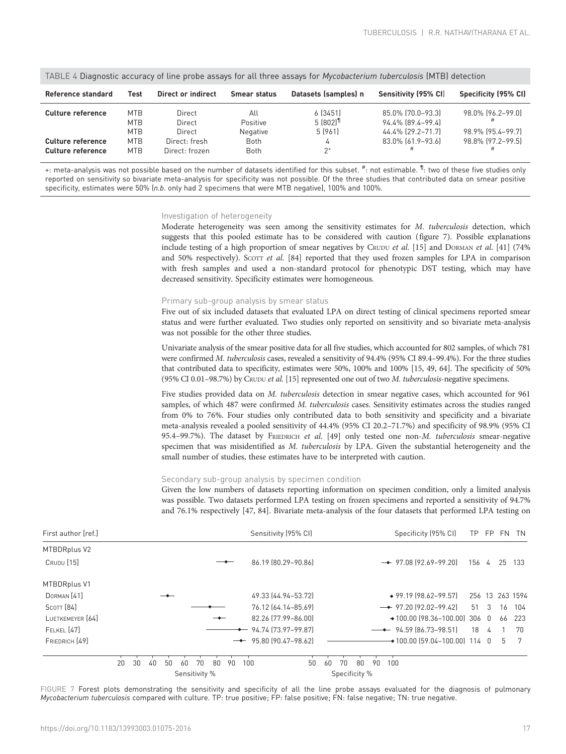TABLE 4 Diagnostic accuracy of line probe assays for all three assays for *Mycobacterium tuberculosis* (MTB) detection

| Reference standard | Test | Direct or indirect | Smear status | Datasets (samples) n | Sensitivity (95% CI) | Specificity (95% CI) |
|---|---|---|---|---|---|---|
| **Culture reference** | MTB | Direct | All | 6 (3451) | 85.0% (70.0–93.3) | 98.0% (96.2–99.0) |
| | MTB | Direct | Positive | 5 (802)[¶] | 94.4% (89.4–99.4) | # |
| | MTB | Direct | Negative | 5 (961) | 44.4% (29.2–71.7) | 98.9% (95.4–99.7) |
| **Culture reference** | MTB | Direct: fresh | Both | 4 | 83.0% (61.9–93.6) | 98.8% (97.2–99.5) |
| **Culture reference** | MTB | Direct: frozen | Both | 2[+] | # | # |

+: meta-analysis was not possible based on the number of datasets identified for this subset. #: not estimable. ¶: two of these five studies only reported on sensitivity so bivariate meta-analysis for specificity was not possible. Of the three studies that contributed data on smear positive specificity, estimates were 50% (*n.b.* only had 2 specimens that were MTB negative), 100% and 100%.

### Investigation of heterogeneity

Moderate heterogeneity was seen among the sensitivity estimates for *M. tuberculosis* detection, which suggests that this pooled estimate has to be considered with caution (figure 7). Possible explanations include testing of a high proportion of smear negatives by Crudu *et al.* [15] and Dorman *et al.* [41] (74% and 50% respectively). Scott *et al.* [84] reported that they used frozen samples for LPA in comparison with fresh samples and used a non-standard protocol for phenotypic DST testing, which may have decreased sensitivity. Specificity estimates were homogeneous.

### Primary sub-group analysis by smear status

Five out of six included datasets that evaluated LPA on direct testing of clinical specimens reported smear status and were further evaluated. Two studies only reported on sensitivity and so bivariate meta-analysis was not possible for the other three studies.

Univariate analysis of the smear positive data for all five studies, which accounted for 802 samples, of which 781 were confirmed *M. tuberculosis* cases, revealed a sensitivity of 94.4% (95% CI 89.4–99.4%). For the three studies that contributed data to specificity, estimates were 50%, 100% and 100% [15, 49, 64]. The specificity of 50% (95% CI 0.01–98.7%) by Crudu *et al.* [15] represented one out of two *M. tuberculosis*-negative specimens.

Five studies provided data on *M. tuberculosis* detection in smear negative cases, which accounted for 961 samples, of which 487 were confirmed *M. tuberculosis* cases. Sensitivity estimates across the studies ranged from 0% to 76%. Four studies only contributed data to both sensitivity and specificity and a bivariate meta-analysis revealed a pooled sensitivity of 44.4% (95% CI 20.2–71.7%) and specificity of 98.9% (95% CI 95.4–99.7%). The dataset by Friedrich *et al.* [49] only tested one non-*M. tuberculosis* smear-negative specimen that was misidentified as *M. tuberculosis* by LPA. Given the substantial heterogeneity and the small number of studies, these estimates have to be interpreted with caution.

### Secondary sub-group analysis by specimen condition

Given the low numbers of datasets reporting information on specimen condition, only a limited analysis was possible. Two datasets performed LPA testing on frozen specimens and reported a sensitivity of 94.7% and 76.1% respectively [47, 84]. Bivariate meta-analysis of the four datasets that performed LPA testing on

| First author [ref.] | Sensitivity (95% CI) | Specificity (95% CI) | TP | FP | FN | TN |
|---|---|---|---|---|---|---|
| **MTBDRplus V2** | | | | | | |
| Crudu [15] | 86.19 (80.29–90.86) | 97.08 (92.69–99.20) | 156 | 4 | 25 | 133 |
| **MTBDRplus V1** | | | | | | |
| Dorman [41] | 49.33 (44.94–53.72) | 99.19 (98.62–99.57) | 256 | 13 | 263 | 1594 |
| Scott [84] | 76.12 (64.14–85.69) | 97.20 (92.02–99.42) | 51 | 3 | 16 | 104 |
| Luetkemeyer [64] | 82.26 (77.99–86.00) | 100.00 (98.36–100.00) | 306 | 0 | 66 | 223 |
| Felkel [47] | 94.74 (73.97–99.87) | 94.59 (86.73–98.51) | 18 | 4 | 1 | 70 |
| Friedrich [49] | 95.80 (90.47–98.62) | 100.00 (59.04–100.00) | 114 | 0 | 5 | 7 |

FIGURE 7 Forest plots demonstrating the sensitivity and specificity of all the line probe assays evaluated for the diagnosis of pulmonary *Mycobacterium tuberculosis* compared with culture. TP: true positive; FP: false positive; FN: false negative; TN: true negative.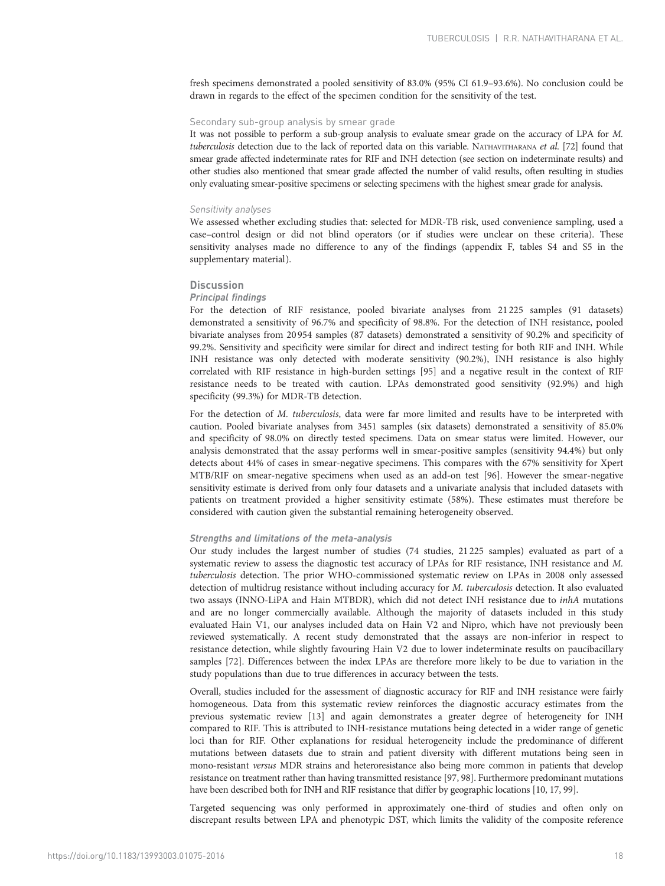fresh specimens demonstrated a pooled sensitivity of 83.0% (95% CI 61.9–93.6%). No conclusion could be drawn in regards to the effect of the specimen condition for the sensitivity of the test.

#### Secondary sub-group analysis by smear grade

It was not possible to perform a sub-group analysis to evaluate smear grade on the accuracy of LPA for *M. tuberculosis* detection due to the lack of reported data on this variable. Nathavitharana *et al.* [72] found that smear grade affected indeterminate rates for RIF and INH detection (see section on indeterminate results) and other studies also mentioned that smear grade affected the number of valid results, often resulting in studies only evaluating smear-positive specimens or selecting specimens with the highest smear grade for analysis.

#### *Sensitivity analyses*

We assessed whether excluding studies that: selected for MDR-TB risk, used convenience sampling, used a case–control design or did not blind operators (or if studies were unclear on these criteria). These sensitivity analyses made no difference to any of the findings (appendix F, tables S4 and S5 in the supplementary material).

## Discussion

### *Principal findings*

For the detection of RIF resistance, pooled bivariate analyses from 21 225 samples (91 datasets) demonstrated a sensitivity of 96.7% and specificity of 98.8%. For the detection of INH resistance, pooled bivariate analyses from 20 954 samples (87 datasets) demonstrated a sensitivity of 90.2% and specificity of 99.2%. Sensitivity and specificity were similar for direct and indirect testing for both RIF and INH. While INH resistance was only detected with moderate sensitivity (90.2%), INH resistance is also highly correlated with RIF resistance in high-burden settings [95] and a negative result in the context of RIF resistance needs to be treated with caution. LPAs demonstrated good sensitivity (92.9%) and high specificity (99.3%) for MDR-TB detection.

For the detection of *M. tuberculosis*, data were far more limited and results have to be interpreted with caution. Pooled bivariate analyses from 3451 samples (six datasets) demonstrated a sensitivity of 85.0% and specificity of 98.0% on directly tested specimens. Data on smear status were limited. However, our analysis demonstrated that the assay performs well in smear-positive samples (sensitivity 94.4%) but only detects about 44% of cases in smear-negative specimens. This compares with the 67% sensitivity for Xpert MTB/RIF on smear-negative specimens when used as an add-on test [96]. However the smear-negative sensitivity estimate is derived from only four datasets and a univariate analysis that included datasets with patients on treatment provided a higher sensitivity estimate (58%). These estimates must therefore be considered with caution given the substantial remaining heterogeneity observed.

### *Strengths and limitations of the meta-analysis*

Our study includes the largest number of studies (74 studies, 21 225 samples) evaluated as part of a systematic review to assess the diagnostic test accuracy of LPAs for RIF resistance, INH resistance and *M. tuberculosis* detection. The prior WHO-commissioned systematic review on LPAs in 2008 only assessed detection of multidrug resistance without including accuracy for *M. tuberculosis* detection. It also evaluated two assays (INNO-LiPA and Hain MTBDR), which did not detect INH resistance due to *inhA* mutations and are no longer commercially available. Although the majority of datasets included in this study evaluated Hain V1, our analyses included data on Hain V2 and Nipro, which have not previously been reviewed systematically. A recent study demonstrated that the assays are non-inferior in respect to resistance detection, while slightly favouring Hain V2 due to lower indeterminate results on paucibacillary samples [72]. Differences between the index LPAs are therefore more likely to be due to variation in the study populations than due to true differences in accuracy between the tests.

Overall, studies included for the assessment of diagnostic accuracy for RIF and INH resistance were fairly homogeneous. Data from this systematic review reinforces the diagnostic accuracy estimates from the previous systematic review [13] and again demonstrates a greater degree of heterogeneity for INH compared to RIF. This is attributed to INH-resistance mutations being detected in a wider range of genetic loci than for RIF. Other explanations for residual heterogeneity include the predominance of different mutations between datasets due to strain and patient diversity with different mutations being seen in mono-resistant *versus* MDR strains and heteroresistance also being more common in patients that develop resistance on treatment rather than having transmitted resistance [97, 98]. Furthermore predominant mutations have been described both for INH and RIF resistance that differ by geographic locations [10, 17, 99].

Targeted sequencing was only performed in approximately one-third of studies and often only on discrepant results between LPA and phenotypic DST, which limits the validity of the composite reference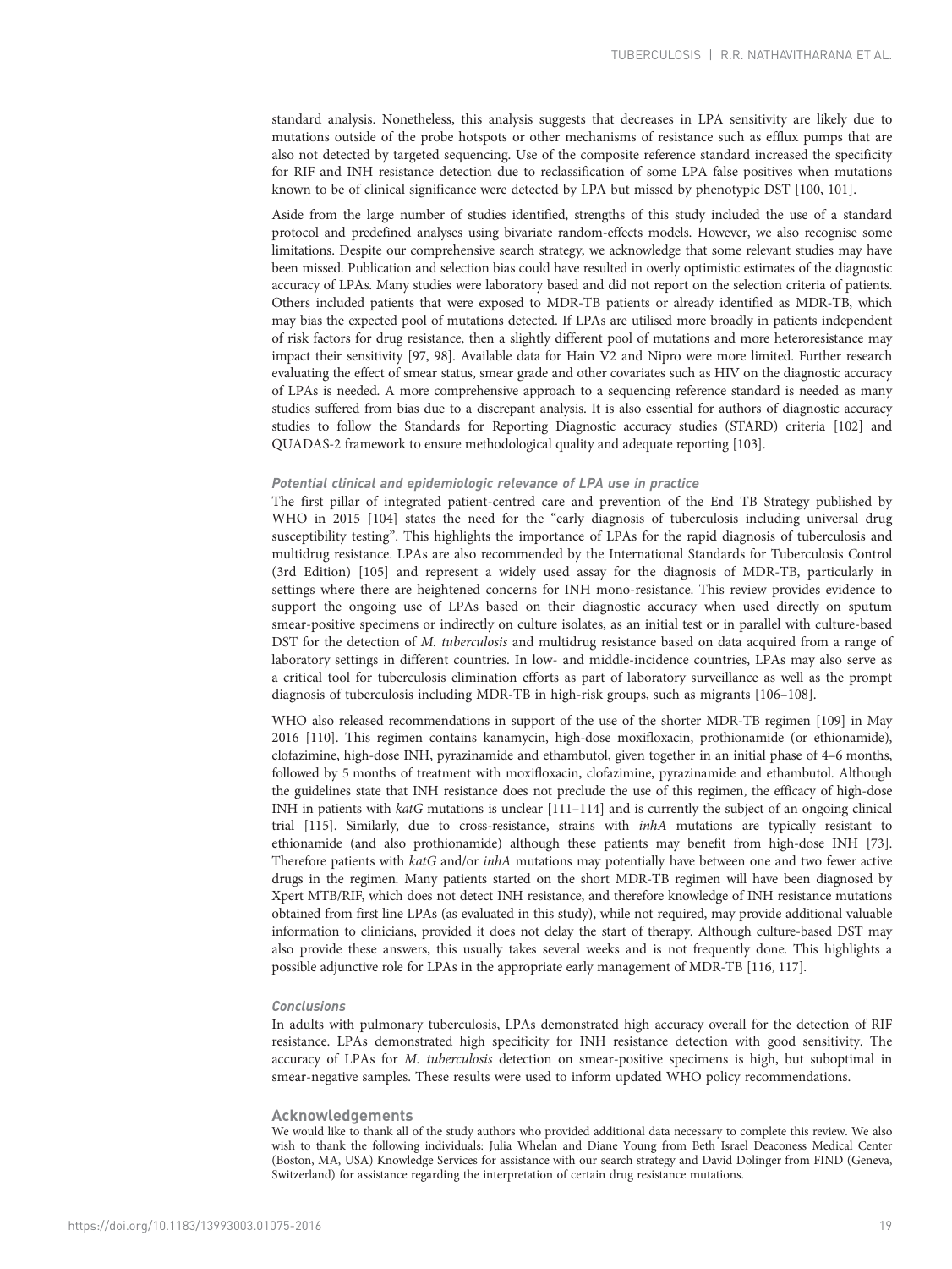standard analysis. Nonetheless, this analysis suggests that decreases in LPA sensitivity are likely due to mutations outside of the probe hotspots or other mechanisms of resistance such as efflux pumps that are also not detected by targeted sequencing. Use of the composite reference standard increased the specificity for RIF and INH resistance detection due to reclassification of some LPA false positives when mutations known to be of clinical significance were detected by LPA but missed by phenotypic DST [100, 101].

Aside from the large number of studies identified, strengths of this study included the use of a standard protocol and predefined analyses using bivariate random-effects models. However, we also recognise some limitations. Despite our comprehensive search strategy, we acknowledge that some relevant studies may have been missed. Publication and selection bias could have resulted in overly optimistic estimates of the diagnostic accuracy of LPAs. Many studies were laboratory based and did not report on the selection criteria of patients. Others included patients that were exposed to MDR-TB patients or already identified as MDR-TB, which may bias the expected pool of mutations detected. If LPAs are utilised more broadly in patients independent of risk factors for drug resistance, then a slightly different pool of mutations and more heteroresistance may impact their sensitivity [97, 98]. Available data for Hain V2 and Nipro were more limited. Further research evaluating the effect of smear status, smear grade and other covariates such as HIV on the diagnostic accuracy of LPAs is needed. A more comprehensive approach to a sequencing reference standard is needed as many studies suffered from bias due to a discrepant analysis. It is also essential for authors of diagnostic accuracy studies to follow the Standards for Reporting Diagnostic accuracy studies (STARD) criteria [102] and QUADAS-2 framework to ensure methodological quality and adequate reporting [103].

### Potential clinical and epidemiologic relevance of LPA use in practice

The first pillar of integrated patient-centred care and prevention of the End TB Strategy published by WHO in 2015 [104] states the need for the "early diagnosis of tuberculosis including universal drug susceptibility testing". This highlights the importance of LPAs for the rapid diagnosis of tuberculosis and multidrug resistance. LPAs are also recommended by the International Standards for Tuberculosis Control (3rd Edition) [105] and represent a widely used assay for the diagnosis of MDR-TB, particularly in settings where there are heightened concerns for INH mono-resistance. This review provides evidence to support the ongoing use of LPAs based on their diagnostic accuracy when used directly on sputum smear-positive specimens or indirectly on culture isolates, as an initial test or in parallel with culture-based DST for the detection of *M. tuberculosis* and multidrug resistance based on data acquired from a range of laboratory settings in different countries. In low- and middle-incidence countries, LPAs may also serve as a critical tool for tuberculosis elimination efforts as part of laboratory surveillance as well as the prompt diagnosis of tuberculosis including MDR-TB in high-risk groups, such as migrants [106–108].

WHO also released recommendations in support of the use of the shorter MDR-TB regimen [109] in May 2016 [110]. This regimen contains kanamycin, high-dose moxifloxacin, prothionamide (or ethionamide), clofazimine, high-dose INH, pyrazinamide and ethambutol, given together in an initial phase of 4–6 months, followed by 5 months of treatment with moxifloxacin, clofazimine, pyrazinamide and ethambutol. Although the guidelines state that INH resistance does not preclude the use of this regimen, the efficacy of high-dose INH in patients with *katG* mutations is unclear [111–114] and is currently the subject of an ongoing clinical trial [115]. Similarly, due to cross-resistance, strains with *inhA* mutations are typically resistant to ethionamide (and also prothionamide) although these patients may benefit from high-dose INH [73]. Therefore patients with *katG* and/or *inhA* mutations may potentially have between one and two fewer active drugs in the regimen. Many patients started on the short MDR-TB regimen will have been diagnosed by Xpert MTB/RIF, which does not detect INH resistance, and therefore knowledge of INH resistance mutations obtained from first line LPAs (as evaluated in this study), while not required, may provide additional valuable information to clinicians, provided it does not delay the start of therapy. Although culture-based DST may also provide these answers, this usually takes several weeks and is not frequently done. This highlights a possible adjunctive role for LPAs in the appropriate early management of MDR-TB [116, 117].

### Conclusions

In adults with pulmonary tuberculosis, LPAs demonstrated high accuracy overall for the detection of RIF resistance. LPAs demonstrated high specificity for INH resistance detection with good sensitivity. The accuracy of LPAs for *M. tuberculosis* detection on smear-positive specimens is high, but suboptimal in smear-negative samples. These results were used to inform updated WHO policy recommendations.

## Acknowledgements

We would like to thank all of the study authors who provided additional data necessary to complete this review. We also wish to thank the following individuals: Julia Whelan and Diane Young from Beth Israel Deaconess Medical Center (Boston, MA, USA) Knowledge Services for assistance with our search strategy and David Dolinger from FIND (Geneva, Switzerland) for assistance regarding the interpretation of certain drug resistance mutations.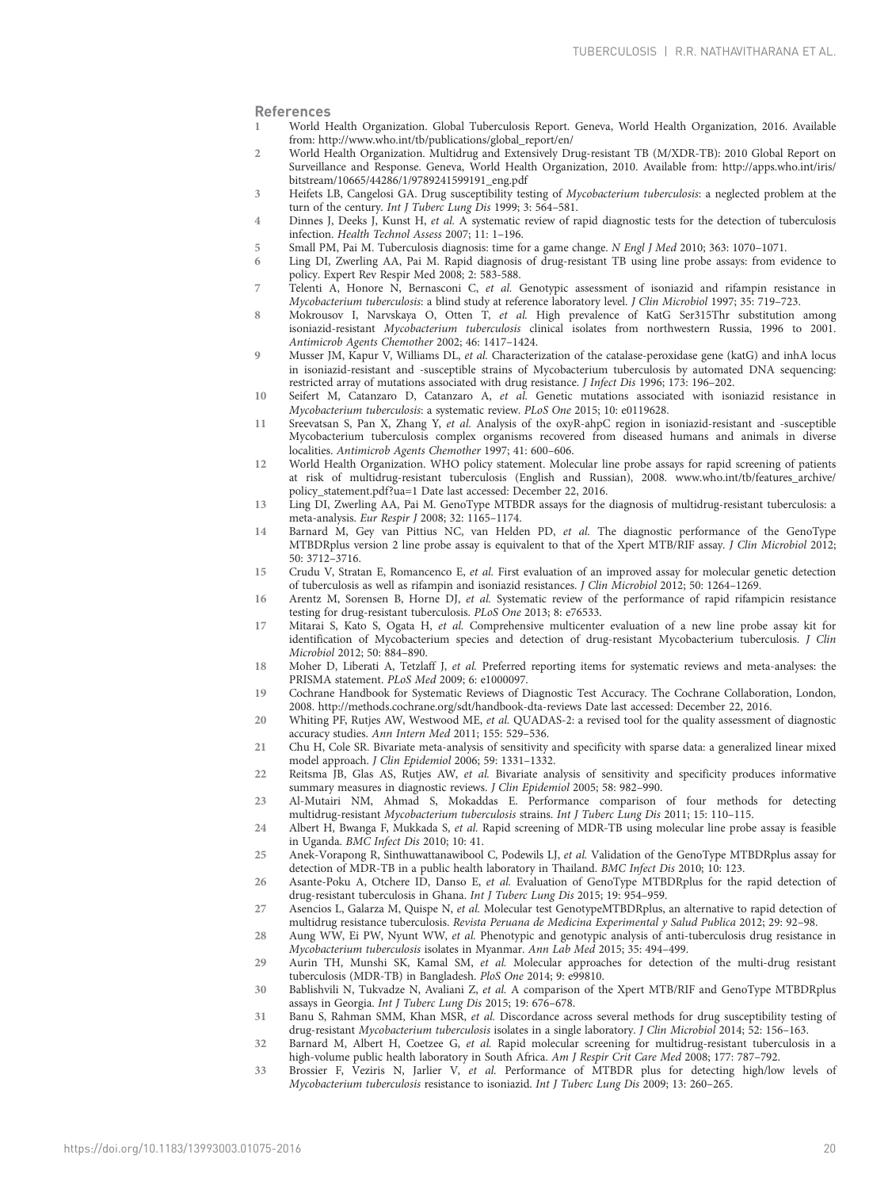## References

1. World Health Organization. Global Tuberculosis Report. Geneva, World Health Organization, 2016. Available from: http://www.who.int/tb/publications/global_report/en/
2. World Health Organization. Multidrug and Extensively Drug-resistant TB (M/XDR-TB): 2010 Global Report on Surveillance and Response. Geneva, World Health Organization, 2010. Available from: http://apps.who.int/iris/bitstream/10665/44286/1/9789241599191_eng.pdf
3. Heifets LB, Cangelosi GA. Drug susceptibility testing of *Mycobacterium tuberculosis*: a neglected problem at the turn of the century. *Int J Tuberc Lung Dis* 1999; 3: 564–581.
4. Dinnes J, Deeks J, Kunst H, *et al.* A systematic review of rapid diagnostic tests for the detection of tuberculosis infection. *Health Technol Assess* 2007; 11: 1–196.
5. Small PM, Pai M. Tuberculosis diagnosis: time for a game change. *N Engl J Med* 2010; 363: 1070–1071.
6. Ling DI, Zwerling AA, Pai M. Rapid diagnosis of drug-resistant TB using line probe assays: from evidence to policy. Expert Rev Respir Med 2008; 2: 583-588.
7. Telenti A, Honore N, Bernasconi C, *et al.* Genotypic assessment of isoniazid and rifampin resistance in *Mycobacterium tuberculosis*: a blind study at reference laboratory level. *J Clin Microbiol* 1997; 35: 719–723.
8. Mokrousov I, Narvskaya O, Otten T, *et al.* High prevalence of KatG Ser315Thr substitution among isoniazid-resistant *Mycobacterium tuberculosis* clinical isolates from northwestern Russia, 1996 to 2001. *Antimicrob Agents Chemother* 2002; 46: 1417–1424.
9. Musser JM, Kapur V, Williams DL, *et al.* Characterization of the catalase-peroxidase gene (katG) and inhA locus in isoniazid-resistant and -susceptible strains of Mycobacterium tuberculosis by automated DNA sequencing: restricted array of mutations associated with drug resistance. *J Infect Dis* 1996; 173: 196–202.
10. Seifert M, Catanzaro D, Catanzaro A, *et al.* Genetic mutations associated with isoniazid resistance in *Mycobacterium tuberculosis*: a systematic review. *PLoS One* 2015; 10: e0119628.
11. Sreevatsan S, Pan X, Zhang Y, *et al.* Analysis of the oxyR-ahpC region in isoniazid-resistant and -susceptible Mycobacterium tuberculosis complex organisms recovered from diseased humans and animals in diverse localities. *Antimicrob Agents Chemother* 1997; 41: 600–606.
12. World Health Organization. WHO policy statement. Molecular line probe assays for rapid screening of patients at risk of multidrug-resistant tuberculosis (English and Russian), 2008. www.who.int/tb/features_archive/policy_statement.pdf?ua=1 Date last accessed: December 22, 2016.
13. Ling DI, Zwerling AA, Pai M. GenoType MTBDR assays for the diagnosis of multidrug-resistant tuberculosis: a meta-analysis. *Eur Respir J* 2008; 32: 1165–1174.
14. Barnard M, Gey van Pittius NC, van Helden PD, *et al.* The diagnostic performance of the GenoType MTBDRplus version 2 line probe assay is equivalent to that of the Xpert MTB/RIF assay. *J Clin Microbiol* 2012; 50: 3712–3716.
15. Crudu V, Stratan E, Romancenco E, *et al.* First evaluation of an improved assay for molecular genetic detection of tuberculosis as well as rifampin and isoniazid resistances. *J Clin Microbiol* 2012; 50: 1264–1269.
16. Arentz M, Sorensen B, Horne DJ, *et al.* Systematic review of the performance of rapid rifampicin resistance testing for drug-resistant tuberculosis. *PLoS One* 2013; 8: e76533.
17. Mitarai S, Kato S, Ogata H, *et al.* Comprehensive multicenter evaluation of a new line probe assay kit for identification of Mycobacterium species and detection of drug-resistant Mycobacterium tuberculosis. *J Clin Microbiol* 2012; 50: 884–890.
18. Moher D, Liberati A, Tetzlaff J, *et al.* Preferred reporting items for systematic reviews and meta-analyses: the PRISMA statement. *PLoS Med* 2009; 6: e1000097.
19. Cochrane Handbook for Systematic Reviews of Diagnostic Test Accuracy. The Cochrane Collaboration, London, 2008. http://methods.cochrane.org/sdt/handbook-dta-reviews Date last accessed: December 22, 2016.
20. Whiting PF, Rutjes AW, Westwood ME, *et al.* QUADAS-2: a revised tool for the quality assessment of diagnostic accuracy studies. *Ann Intern Med* 2011; 155: 529–536.
21. Chu H, Cole SR. Bivariate meta-analysis of sensitivity and specificity with sparse data: a generalized linear mixed model approach. *J Clin Epidemiol* 2006; 59: 1331–1332.
22. Reitsma JB, Glas AS, Rutjes AW, *et al.* Bivariate analysis of sensitivity and specificity produces informative summary measures in diagnostic reviews. *J Clin Epidemiol* 2005; 58: 982–990.
23. Al-Mutairi NM, Ahmad S, Mokaddas E. Performance comparison of four methods for detecting multidrug-resistant *Mycobacterium tuberculosis* strains. *Int J Tuberc Lung Dis* 2011; 15: 110–115.
24. Albert H, Bwanga F, Mukkada S, *et al.* Rapid screening of MDR-TB using molecular line probe assay is feasible in Uganda. *BMC Infect Dis* 2010; 10: 41.
25. Anek-Vorapong R, Sinthuwattanawibool C, Podewils LJ, *et al.* Validation of the GenoType MTBDRplus assay for detection of MDR-TB in a public health laboratory in Thailand. *BMC Infect Dis* 2010; 10: 123.
26. Asante-Poku A, Otchere ID, Danso E, *et al.* Evaluation of GenoType MTBDRplus for the rapid detection of drug-resistant tuberculosis in Ghana. *Int J Tuberc Lung Dis* 2015; 19: 954–959.
27. Asencios L, Galarza M, Quispe N, *et al.* Molecular test GenotypeMTBDRplus, an alternative to rapid detection of multidrug resistance tuberculosis. *Revista Peruana de Medicina Experimental y Salud Publica* 2012; 29: 92–98.
28. Aung WW, Ei PW, Nyunt WW, *et al.* Phenotypic and genotypic analysis of anti-tuberculosis drug resistance in *Mycobacterium tuberculosis* isolates in Myanmar. *Ann Lab Med* 2015; 35: 494–499.
29. Aurin TH, Munshi SK, Kamal SM, *et al.* Molecular approaches for detection of the multi-drug resistant tuberculosis (MDR-TB) in Bangladesh. *PloS One* 2014; 9: e99810.
30. Bablishvili N, Tukvadze N, Avaliani Z, *et al.* A comparison of the Xpert MTB/RIF and GenoType MTBDRplus assays in Georgia. *Int J Tuberc Lung Dis* 2015; 19: 676–678.
31. Banu S, Rahman SMM, Khan MSR, *et al.* Discordance across several methods for drug susceptibility testing of drug-resistant *Mycobacterium tuberculosis* isolates in a single laboratory. *J Clin Microbiol* 2014; 52: 156–163.
32. Barnard M, Albert H, Coetzee G, *et al.* Rapid molecular screening for multidrug-resistant tuberculosis in a high-volume public health laboratory in South Africa. *Am J Respir Crit Care Med* 2008; 177: 787–792.
33. Brossier F, Veziris N, Jarlier V, *et al.* Performance of MTBDR plus for detecting high/low levels of *Mycobacterium tuberculosis* resistance to isoniazid. *Int J Tuberc Lung Dis* 2009; 13: 260–265.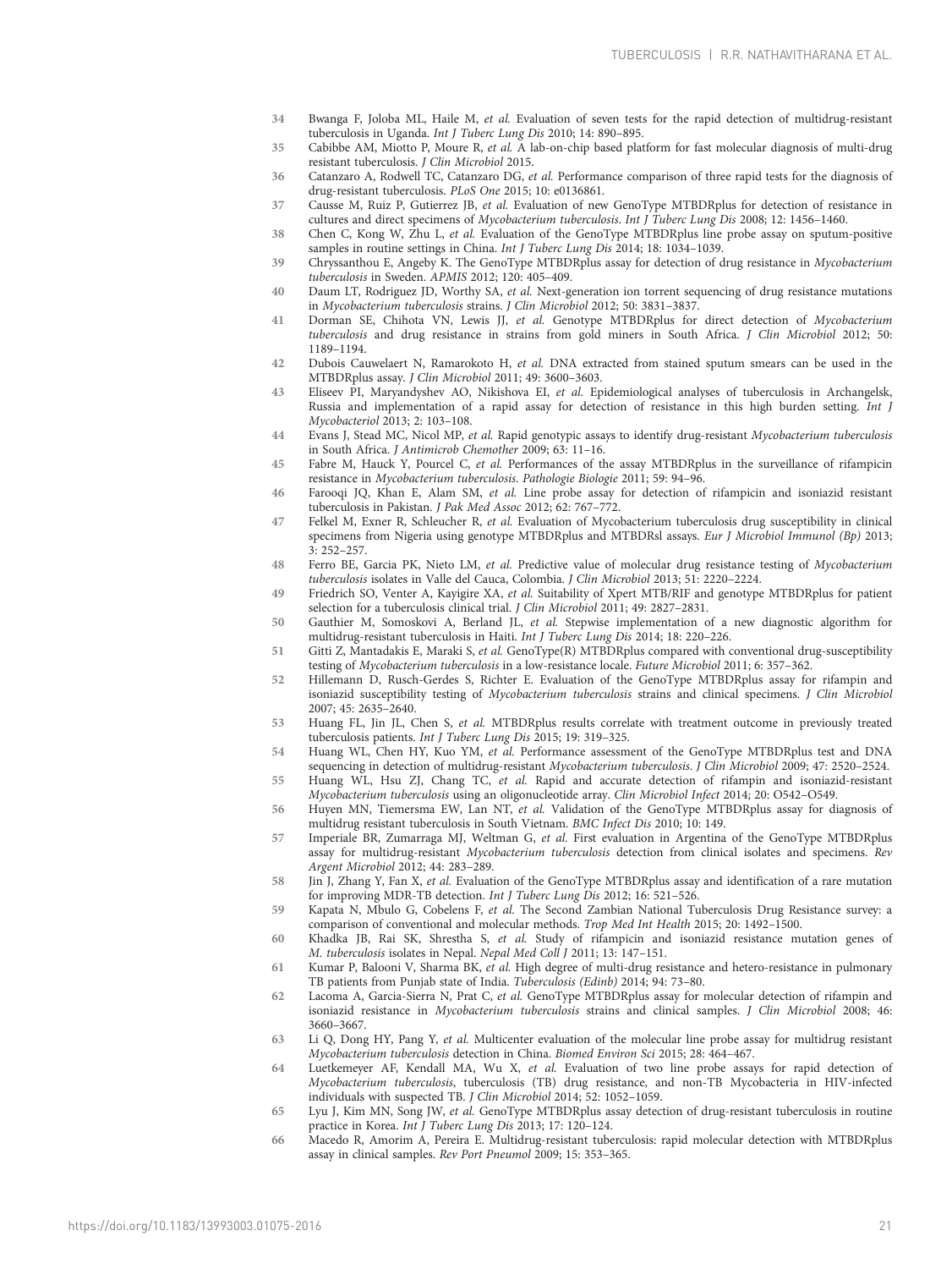34 Bwanga F, Joloba ML, Haile M, *et al.* Evaluation of seven tests for the rapid detection of multidrug-resistant tuberculosis in Uganda. *Int J Tuberc Lung Dis* 2010; 14: 890–895.

35 Cabibbe AM, Miotto P, Moure R, *et al.* A lab-on-chip based platform for fast molecular diagnosis of multi-drug resistant tuberculosis. *J Clin Microbiol* 2015.

36 Catanzaro A, Rodwell TC, Catanzaro DG, *et al.* Performance comparison of three rapid tests for the diagnosis of drug-resistant tuberculosis. *PLoS One* 2015; 10: e0136861.

37 Causse M, Ruiz P, Gutierrez JB, *et al.* Evaluation of new GenoType MTBDRplus for detection of resistance in cultures and direct specimens of *Mycobacterium tuberculosis*. *Int J Tuberc Lung Dis* 2008; 12: 1456–1460.

38 Chen C, Kong W, Zhu L, *et al.* Evaluation of the GenoType MTBDRplus line probe assay on sputum-positive samples in routine settings in China. *Int J Tuberc Lung Dis* 2014; 18: 1034–1039.

39 Chryssanthou E, Angeby K. The GenoType MTBDRplus assay for detection of drug resistance in *Mycobacterium tuberculosis* in Sweden. *APMIS* 2012; 120: 405–409.

40 Daum LT, Rodriguez JD, Worthy SA, *et al.* Next-generation ion torrent sequencing of drug resistance mutations in *Mycobacterium tuberculosis* strains. *J Clin Microbiol* 2012; 50: 3831–3837.

41 Dorman SE, Chihota VN, Lewis JJ, *et al.* Genotype MTBDRplus for direct detection of *Mycobacterium tuberculosis* and drug resistance in strains from gold miners in South Africa. *J Clin Microbiol* 2012; 50: 1189–1194.

42 Dubois Cauwelaert N, Ramarokoto H, *et al.* DNA extracted from stained sputum smears can be used in the MTBDRplus assay. *J Clin Microbiol* 2011; 49: 3600–3603.

43 Eliseev PI, Maryandyshev AO, Nikishova EI, *et al.* Epidemiological analyses of tuberculosis in Archangelsk, Russia and implementation of a rapid assay for detection of resistance in this high burden setting. *Int J Mycobacteriol* 2013; 2: 103–108.

44 Evans J, Stead MC, Nicol MP, *et al.* Rapid genotypic assays to identify drug-resistant *Mycobacterium tuberculosis* in South Africa. *J Antimicrob Chemother* 2009; 63: 11–16.

45 Fabre M, Hauck Y, Pourcel C, *et al.* Performances of the assay MTBDRplus in the surveillance of rifampicin resistance in *Mycobacterium tuberculosis*. *Pathologie Biologie* 2011; 59: 94–96.

46 Farooqi JQ, Khan E, Alam SM, *et al.* Line probe assay for detection of rifampicin and isoniazid resistant tuberculosis in Pakistan. *J Pak Med Assoc* 2012; 62: 767–772.

47 Felkel M, Exner R, Schleucher R, *et al.* Evaluation of Mycobacterium tuberculosis drug susceptibility in clinical specimens from Nigeria using genotype MTBDRplus and MTBDRsl assays. *Eur J Microbiol Immunol (Bp)* 2013; 3: 252–257.

48 Ferro BE, Garcia PK, Nieto LM, *et al.* Predictive value of molecular drug resistance testing of *Mycobacterium tuberculosis* isolates in Valle del Cauca, Colombia. *J Clin Microbiol* 2013; 51: 2220–2224.

49 Friedrich SO, Venter A, Kayigire XA, *et al.* Suitability of Xpert MTB/RIF and genotype MTBDRplus for patient selection for a tuberculosis clinical trial. *J Clin Microbiol* 2011; 49: 2827–2831.

50 Gauthier M, Somoskovi A, Berland JL, *et al.* Stepwise implementation of a new diagnostic algorithm for multidrug-resistant tuberculosis in Haiti. *Int J Tuberc Lung Dis* 2014; 18: 220–226.

51 Gitti Z, Mantadakis E, Maraki S, *et al.* GenoType(R) MTBDRplus compared with conventional drug-susceptibility testing of *Mycobacterium tuberculosis* in a low-resistance locale. *Future Microbiol* 2011; 6: 357–362.

52 Hillemann D, Rusch-Gerdes S, Richter E. Evaluation of the GenoType MTBDRplus assay for rifampin and isoniazid susceptibility testing of *Mycobacterium tuberculosis* strains and clinical specimens. *J Clin Microbiol* 2007; 45: 2635–2640.

53 Huang FL, Jin JL, Chen S, *et al.* MTBDRplus results correlate with treatment outcome in previously treated tuberculosis patients. *Int J Tuberc Lung Dis* 2015; 19: 319–325.

54 Huang WL, Chen HY, Kuo YM, *et al.* Performance assessment of the GenoType MTBDRplus test and DNA sequencing in detection of multidrug-resistant *Mycobacterium tuberculosis*. *J Clin Microbiol* 2009; 47: 2520–2524.

55 Huang WL, Hsu ZJ, Chang TC, *et al.* Rapid and accurate detection of rifampin and isoniazid-resistant *Mycobacterium tuberculosis* using an oligonucleotide array. *Clin Microbiol Infect* 2014; 20: O542–O549.

56 Huyen MN, Tiemersma EW, Lan NT, *et al.* Validation of the GenoType MTBDRplus assay for diagnosis of multidrug resistant tuberculosis in South Vietnam. *BMC Infect Dis* 2010; 10: 149.

57 Imperiale BR, Zumarraga MJ, Weltman G, *et al.* First evaluation in Argentina of the GenoType MTBDRplus assay for multidrug-resistant *Mycobacterium tuberculosis* detection from clinical isolates and specimens. *Rev Argent Microbiol* 2012; 44: 283–289.

58 Jin J, Zhang Y, Fan X, *et al.* Evaluation of the GenoType MTBDRplus assay and identification of a rare mutation for improving MDR-TB detection. *Int J Tuberc Lung Dis* 2012; 16: 521–526.

59 Kapata N, Mbulo G, Cobelens F, *et al.* The Second Zambian National Tuberculosis Drug Resistance survey: a comparison of conventional and molecular methods. *Trop Med Int Health* 2015; 20: 1492–1500.

60 Khadka JB, Rai SK, Shrestha S, *et al.* Study of rifampicin and isoniazid resistance mutation genes of *M. tuberculosis* isolates in Nepal. *Nepal Med Coll J* 2011; 13: 147–151.

61 Kumar P, Balooni V, Sharma BK, *et al.* High degree of multi-drug resistance and hetero-resistance in pulmonary TB patients from Punjab state of India. *Tuberculosis (Edinb)* 2014; 94: 73–80.

62 Lacoma A, Garcia-Sierra N, Prat C, *et al.* GenoType MTBDRplus assay for molecular detection of rifampin and isoniazid resistance in *Mycobacterium tuberculosis* strains and clinical samples. *J Clin Microbiol* 2008; 46: 3660–3667.

63 Li Q, Dong HY, Pang Y, *et al.* Multicenter evaluation of the molecular line probe assay for multidrug resistant *Mycobacterium tuberculosis* detection in China. *Biomed Environ Sci* 2015; 28: 464–467.

64 Luetkemeyer AF, Kendall MA, Wu X, *et al.* Evaluation of two line probe assays for rapid detection of *Mycobacterium tuberculosis*, tuberculosis (TB) drug resistance, and non-TB Mycobacteria in HIV-infected individuals with suspected TB. *J Clin Microbiol* 2014; 52: 1052–1059.

65 Lyu J, Kim MN, Song JW, *et al.* GenoType MTBDRplus assay detection of drug-resistant tuberculosis in routine practice in Korea. *Int J Tuberc Lung Dis* 2013; 17: 120–124.

66 Macedo R, Amorim A, Pereira E. Multidrug-resistant tuberculosis: rapid molecular detection with MTBDRplus assay in clinical samples. *Rev Port Pneumol* 2009; 15: 353–365.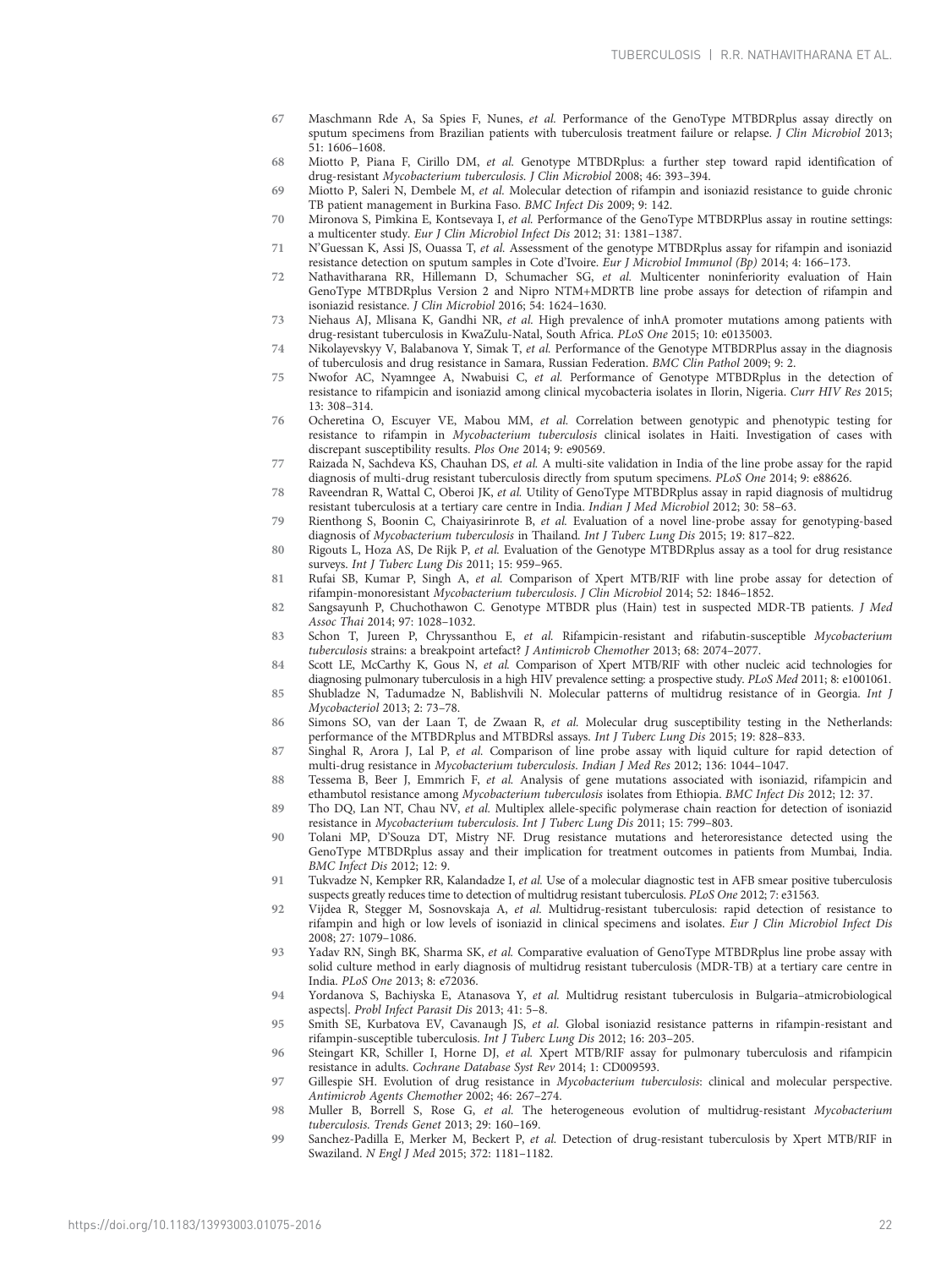67 Maschmann Rde A, Sa Spies F, Nunes, *et al.* Performance of the GenoType MTBDRplus assay directly on sputum specimens from Brazilian patients with tuberculosis treatment failure or relapse. *J Clin Microbiol* 2013; 51: 1606–1608.

68 Miotto P, Piana F, Cirillo DM, *et al.* Genotype MTBDRplus: a further step toward rapid identification of drug-resistant *Mycobacterium tuberculosis*. *J Clin Microbiol* 2008; 46: 393–394.

69 Miotto P, Saleri N, Dembele M, *et al.* Molecular detection of rifampin and isoniazid resistance to guide chronic TB patient management in Burkina Faso. *BMC Infect Dis* 2009; 9: 142.

70 Mironova S, Pimkina E, Kontsevaya I, *et al.* Performance of the GenoType MTBDRPlus assay in routine settings: a multicenter study. *Eur J Clin Microbiol Infect Dis* 2012; 31: 1381–1387.

71 N'Guessan K, Assi JS, Ouassa T, *et al.* Assessment of the genotype MTBDRplus assay for rifampin and isoniazid resistance detection on sputum samples in Cote d'Ivoire. *Eur J Microbiol Immunol (Bp)* 2014; 4: 166–173.

72 Nathavitharana RR, Hillemann D, Schumacher SG, *et al.* Multicenter noninferiority evaluation of Hain GenoType MTBDRplus Version 2 and Nipro NTM+MDRTB line probe assays for detection of rifampin and isoniazid resistance. *J Clin Microbiol* 2016; 54: 1624–1630.

73 Niehaus AJ, Mlisana K, Gandhi NR, *et al.* High prevalence of inhA promoter mutations among patients with drug-resistant tuberculosis in KwaZulu-Natal, South Africa. *PLoS One* 2015; 10: e0135003.

74 Nikolayevskyy V, Balabanova Y, Simak T, *et al.* Performance of the Genotype MTBDRPlus assay in the diagnosis of tuberculosis and drug resistance in Samara, Russian Federation. *BMC Clin Pathol* 2009; 9: 2.

75 Nwofor AC, Nyamngee A, Nwabuisi C, *et al.* Performance of Genotype MTBDRplus in the detection of resistance to rifampicin and isoniazid among clinical mycobacteria isolates in Ilorin, Nigeria. *Curr HIV Res* 2015; 13: 308–314.

76 Ocheretina O, Escuyer VE, Mabou MM, *et al.* Correlation between genotypic and phenotypic testing for resistance to rifampin in *Mycobacterium tuberculosis* clinical isolates in Haiti. Investigation of cases with discrepant susceptibility results. *Plos One* 2014; 9: e90569.

77 Raizada N, Sachdeva KS, Chauhan DS, *et al.* A multi-site validation in India of the line probe assay for the rapid diagnosis of multi-drug resistant tuberculosis directly from sputum specimens. *PLoS One* 2014; 9: e88626.

78 Raveendran R, Wattal C, Oberoi JK, *et al.* Utility of GenoType MTBDRplus assay in rapid diagnosis of multidrug resistant tuberculosis at a tertiary care centre in India. *Indian J Med Microbiol* 2012; 30: 58–63.

79 Rienthong S, Boonin C, Chaiyasirinrote B, *et al.* Evaluation of a novel line-probe assay for genotyping-based diagnosis of *Mycobacterium tuberculosis* in Thailand. *Int J Tuberc Lung Dis* 2015; 19: 817–822.

80 Rigouts L, Hoza AS, De Rijk P, *et al.* Evaluation of the Genotype MTBDRplus assay as a tool for drug resistance surveys. *Int J Tuberc Lung Dis* 2011; 15: 959–965.

81 Rufai SB, Kumar P, Singh A, *et al.* Comparison of Xpert MTB/RIF with line probe assay for detection of rifampin-monoresistant *Mycobacterium tuberculosis*. *J Clin Microbiol* 2014; 52: 1846–1852.

82 Sangsayunh P, Chuchothawon C. Genotype MTBDR plus (Hain) test in suspected MDR-TB patients. *J Med Assoc Thai* 2014; 97: 1028–1032.

83 Schon T, Jureen P, Chryssanthou E, *et al.* Rifampicin-resistant and rifabutin-susceptible *Mycobacterium tuberculosis* strains: a breakpoint artefact? *J Antimicrob Chemother* 2013; 68: 2074–2077.

84 Scott LE, McCarthy K, Gous N, *et al.* Comparison of Xpert MTB/RIF with other nucleic acid technologies for diagnosing pulmonary tuberculosis in a high HIV prevalence setting: a prospective study. *PLoS Med* 2011; 8: e1001061.

85 Shubladze N, Tadumadze N, Bablishvili N. Molecular patterns of multidrug resistance of in Georgia. *Int J Mycobacteriol* 2013; 2: 73–78.

86 Simons SO, van der Laan T, de Zwaan R, *et al.* Molecular drug susceptibility testing in the Netherlands: performance of the MTBDRplus and MTBDRsl assays. *Int J Tuberc Lung Dis* 2015; 19: 828–833.

87 Singhal R, Arora J, Lal P, *et al.* Comparison of line probe assay with liquid culture for rapid detection of multi-drug resistance in *Mycobacterium tuberculosis*. *Indian J Med Res* 2012; 136: 1044–1047.

88 Tessema B, Beer J, Emmrich F, *et al.* Analysis of gene mutations associated with isoniazid, rifampicin and ethambutol resistance among *Mycobacterium tuberculosis* isolates from Ethiopia. *BMC Infect Dis* 2012; 12: 37.

89 Tho DQ, Lan NT, Chau NV, *et al.* Multiplex allele-specific polymerase chain reaction for detection of isoniazid resistance in *Mycobacterium tuberculosis*. *Int J Tuberc Lung Dis* 2011; 15: 799–803.

90 Tolani MP, D'Souza DT, Mistry NF. Drug resistance mutations and heteroresistance detected using the GenoType MTBDRplus assay and their implication for treatment outcomes in patients from Mumbai, India. *BMC Infect Dis* 2012; 12: 9.

91 Tukvadze N, Kempker RR, Kalandadze I, *et al.* Use of a molecular diagnostic test in AFB smear positive tuberculosis suspects greatly reduces time to detection of multidrug resistant tuberculosis. *PLoS One* 2012; 7: e31563.

92 Vijdea R, Stegger M, Sosnovskaja A, *et al.* Multidrug-resistant tuberculosis: rapid detection of resistance to rifampin and high or low levels of isoniazid in clinical specimens and isolates. *Eur J Clin Microbiol Infect Dis* 2008; 27: 1079–1086.

93 Yadav RN, Singh BK, Sharma SK, *et al.* Comparative evaluation of GenoType MTBDRplus line probe assay with solid culture method in early diagnosis of multidrug resistant tuberculosis (MDR-TB) at a tertiary care centre in India. *PLoS One* 2013; 8: e72036.

94 Yordanova S, Bachiyska E, Atanasova Y, *et al.* Multidrug resistant tuberculosis in Bulgaria–atmicrobiological aspects|. *Probl Infect Parasit Dis* 2013; 41: 5–8.

95 Smith SE, Kurbatova EV, Cavanaugh JS, *et al.* Global isoniazid resistance patterns in rifampin-resistant and rifampin-susceptible tuberculosis. *Int J Tuberc Lung Dis* 2012; 16: 203–205.

96 Steingart KR, Schiller I, Horne DJ, *et al.* Xpert MTB/RIF assay for pulmonary tuberculosis and rifampicin resistance in adults. *Cochrane Database Syst Rev* 2014; 1: CD009593.

97 Gillespie SH. Evolution of drug resistance in *Mycobacterium tuberculosis*: clinical and molecular perspective. *Antimicrob Agents Chemother* 2002; 46: 267–274.

98 Muller B, Borrell S, Rose G, *et al.* The heterogeneous evolution of multidrug-resistant *Mycobacterium tuberculosis*. *Trends Genet* 2013; 29: 160–169.

99 Sanchez-Padilla E, Merker M, Beckert P, *et al.* Detection of drug-resistant tuberculosis by Xpert MTB/RIF in Swaziland. *N Engl J Med* 2015; 372: 1181–1182.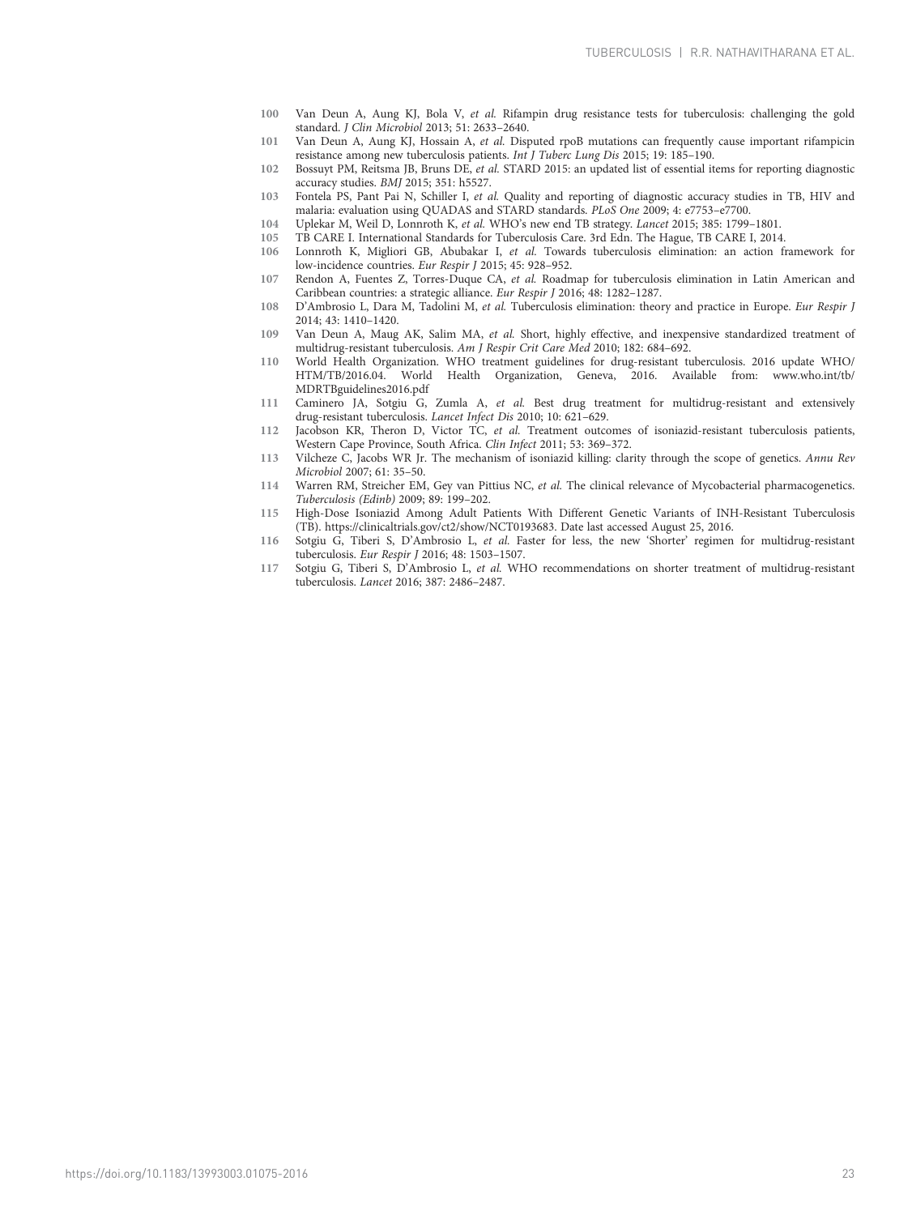100 Van Deun A, Aung KJ, Bola V, *et al.* Rifampin drug resistance tests for tuberculosis: challenging the gold standard. *J Clin Microbiol* 2013; 51: 2633–2640.

101 Van Deun A, Aung KJ, Hossain A, *et al.* Disputed rpoB mutations can frequently cause important rifampicin resistance among new tuberculosis patients. *Int J Tuberc Lung Dis* 2015; 19: 185–190.

102 Bossuyt PM, Reitsma JB, Bruns DE, *et al.* STARD 2015: an updated list of essential items for reporting diagnostic accuracy studies. *BMJ* 2015; 351: h5527.

103 Fontela PS, Pant Pai N, Schiller I, *et al.* Quality and reporting of diagnostic accuracy studies in TB, HIV and malaria: evaluation using QUADAS and STARD standards. *PLoS One* 2009; 4: e7753–e7700.

104 Uplekar M, Weil D, Lonnroth K, *et al.* WHO's new end TB strategy. *Lancet* 2015; 385: 1799–1801.

105 TB CARE I. International Standards for Tuberculosis Care. 3rd Edn. The Hague, TB CARE I, 2014.

106 Lonnroth K, Migliori GB, Abubakar I, *et al.* Towards tuberculosis elimination: an action framework for low-incidence countries. *Eur Respir J* 2015; 45: 928–952.

107 Rendon A, Fuentes Z, Torres-Duque CA, *et al.* Roadmap for tuberculosis elimination in Latin American and Caribbean countries: a strategic alliance. *Eur Respir J* 2016; 48: 1282–1287.

108 D'Ambrosio L, Dara M, Tadolini M, *et al.* Tuberculosis elimination: theory and practice in Europe. *Eur Respir J* 2014; 43: 1410–1420.

109 Van Deun A, Maug AK, Salim MA, *et al.* Short, highly effective, and inexpensive standardized treatment of multidrug-resistant tuberculosis. *Am J Respir Crit Care Med* 2010; 182: 684–692.

110 World Health Organization. WHO treatment guidelines for drug-resistant tuberculosis. 2016 update WHO/HTM/TB/2016.04. World Health Organization, Geneva, 2016. Available from: www.who.int/tb/MDRTBguidelines2016.pdf

111 Caminero JA, Sotgiu G, Zumla A, *et al.* Best drug treatment for multidrug-resistant and extensively drug-resistant tuberculosis. *Lancet Infect Dis* 2010; 10: 621–629.

112 Jacobson KR, Theron D, Victor TC, *et al.* Treatment outcomes of isoniazid-resistant tuberculosis patients, Western Cape Province, South Africa. *Clin Infect* 2011; 53: 369–372.

113 Vilcheze C, Jacobs WR Jr. The mechanism of isoniazid killing: clarity through the scope of genetics. *Annu Rev Microbiol* 2007; 61: 35–50.

114 Warren RM, Streicher EM, Gey van Pittius NC, *et al.* The clinical relevance of Mycobacterial pharmacogenetics. *Tuberculosis (Edinb)* 2009; 89: 199–202.

115 High-Dose Isoniazid Among Adult Patients With Different Genetic Variants of INH-Resistant Tuberculosis (TB). https://clinicaltrials.gov/ct2/show/NCT0193683. Date last accessed August 25, 2016.

116 Sotgiu G, Tiberi S, D'Ambrosio L, *et al.* Faster for less, the new 'Shorter' regimen for multidrug-resistant tuberculosis. *Eur Respir J* 2016; 48: 1503–1507.

117 Sotgiu G, Tiberi S, D'Ambrosio L, *et al.* WHO recommendations on shorter treatment of multidrug-resistant tuberculosis. *Lancet* 2016; 387: 2486–2487.